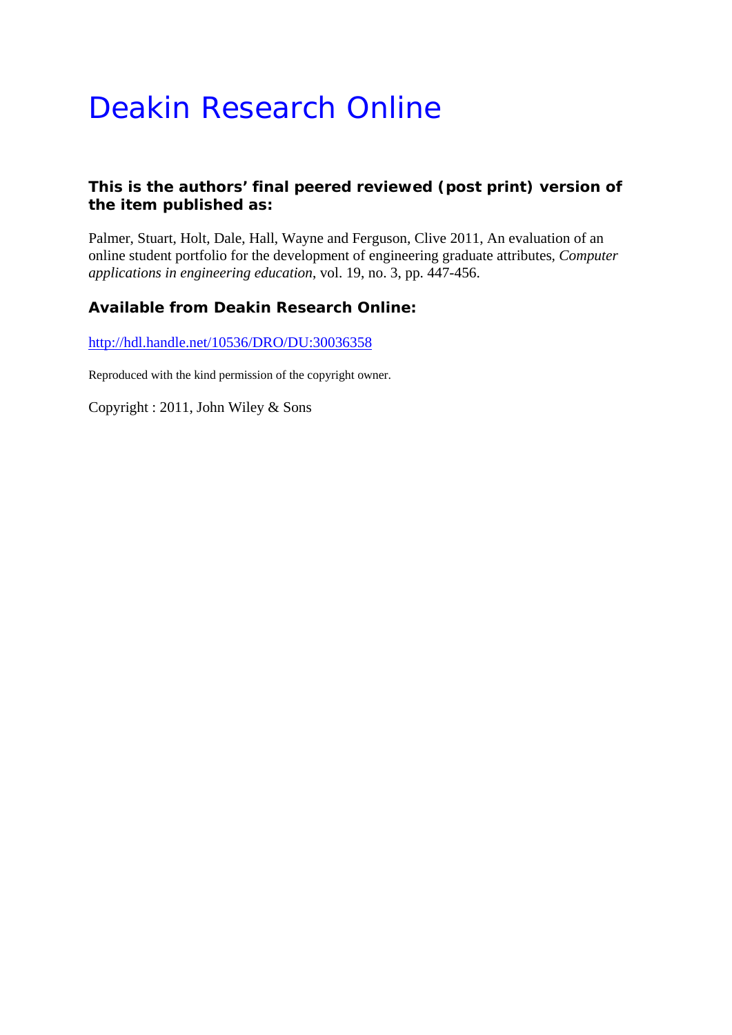# Deakin Research Online

**This is the authors' final peered reviewed (post print) version of the item published as:**

Palmer, Stuart, Holt, Dale, Hall, Wayne and Ferguson, Clive 2011, An evaluation of an online student portfolio for the development of engineering graduate attributes, *Computer applications in engineering education*, vol. 19, no. 3, pp. 447-456.

**Available from Deakin Research Online:**

http://hdl.handle.net/10536/DRO/DU:30036358

Reproduced with the kind permission of the copyright owner.

Copyright : 2011, John Wiley & Sons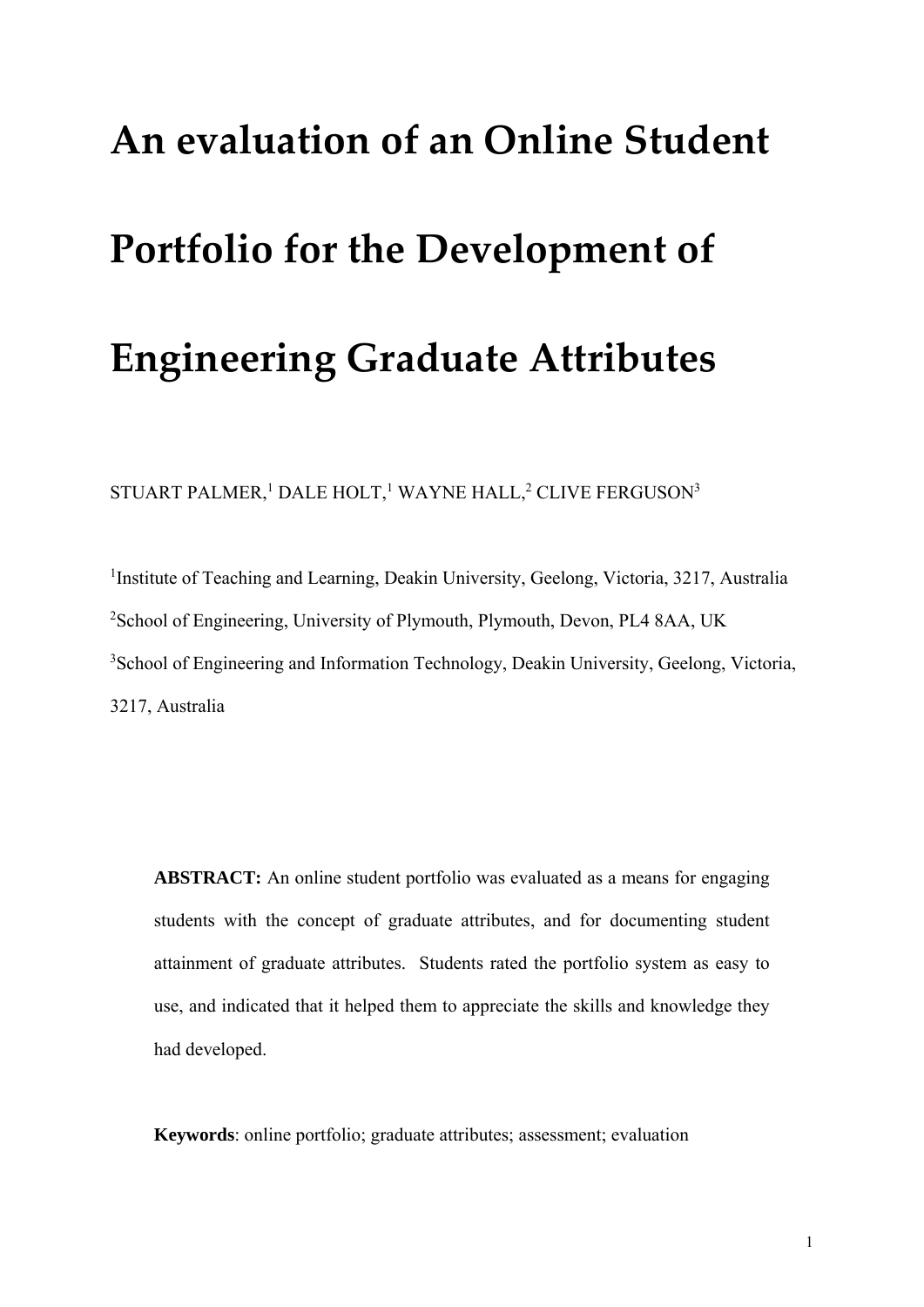# An evaluation of an Online Student Portfolio for the Development of Engineering Graduate Attributes

STUART PALMER,[1] DALE HOLT,[1] WAYNE HALL,[2] CLIVE FERGUSON[3]

[1]Institute of Teaching and Learning, Deakin University, Geelong, Victoria, 3217, Australia

[2]School of Engineering, University of Plymouth, Plymouth, Devon, PL4 8AA, UK

[3]School of Engineering and Information Technology, Deakin University, Geelong, Victoria, 3217, Australia

**ABSTRACT:** An online student portfolio was evaluated as a means for engaging students with the concept of graduate attributes, and for documenting student attainment of graduate attributes. Students rated the portfolio system as easy to use, and indicated that it helped them to appreciate the skills and knowledge they had developed.

**Keywords**: online portfolio; graduate attributes; assessment; evaluation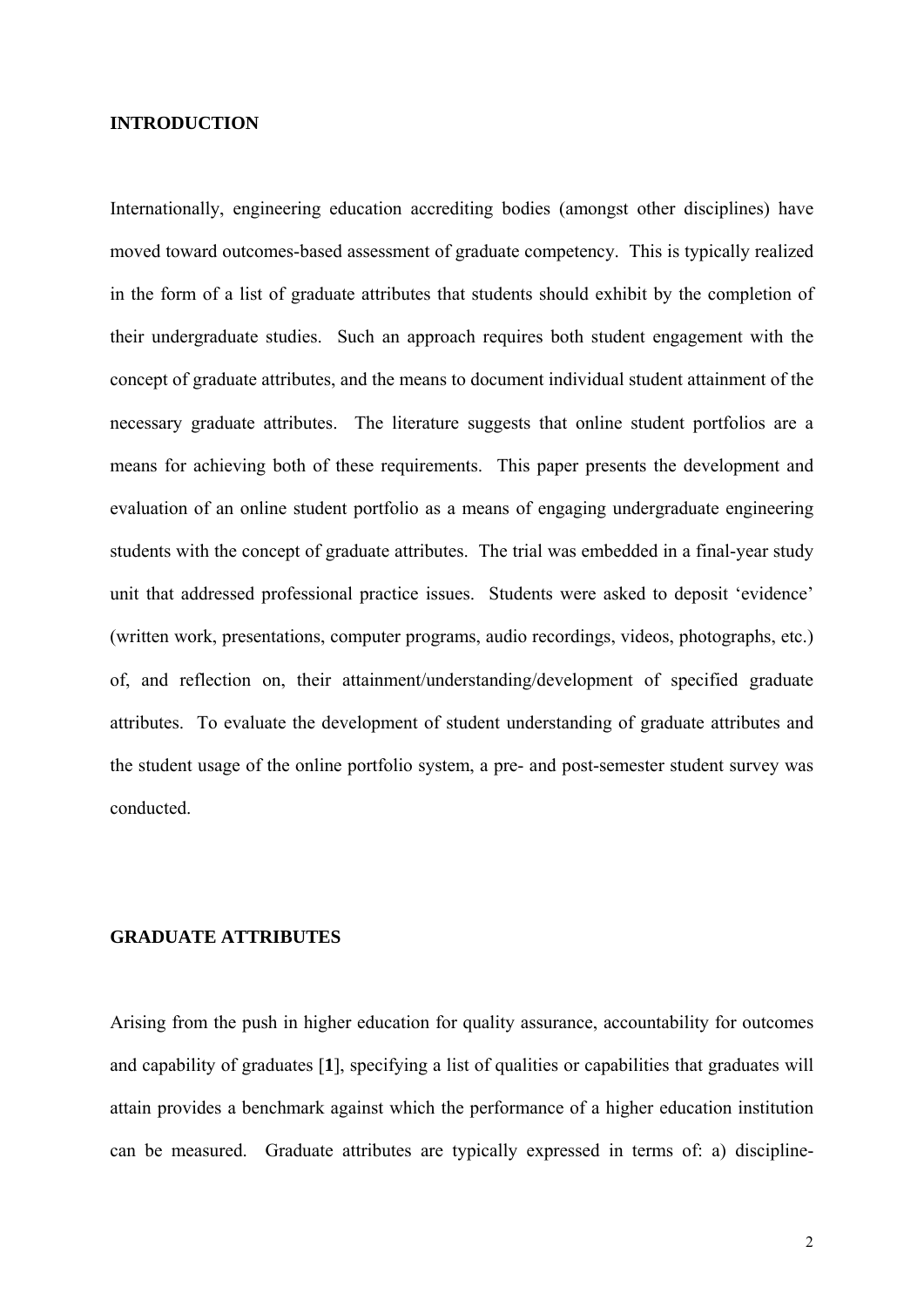## INTRODUCTION

Internationally, engineering education accrediting bodies (amongst other disciplines) have moved toward outcomes-based assessment of graduate competency. This is typically realized in the form of a list of graduate attributes that students should exhibit by the completion of their undergraduate studies. Such an approach requires both student engagement with the concept of graduate attributes, and the means to document individual student attainment of the necessary graduate attributes. The literature suggests that online student portfolios are a means for achieving both of these requirements. This paper presents the development and evaluation of an online student portfolio as a means of engaging undergraduate engineering students with the concept of graduate attributes. The trial was embedded in a final-year study unit that addressed professional practice issues. Students were asked to deposit 'evidence' (written work, presentations, computer programs, audio recordings, videos, photographs, etc.) of, and reflection on, their attainment/understanding/development of specified graduate attributes. To evaluate the development of student understanding of graduate attributes and the student usage of the online portfolio system, a pre- and post-semester student survey was conducted.

## GRADUATE ATTRIBUTES

Arising from the push in higher education for quality assurance, accountability for outcomes and capability of graduates [**1**], specifying a list of qualities or capabilities that graduates will attain provides a benchmark against which the performance of a higher education institution can be measured. Graduate attributes are typically expressed in terms of: a) discipline-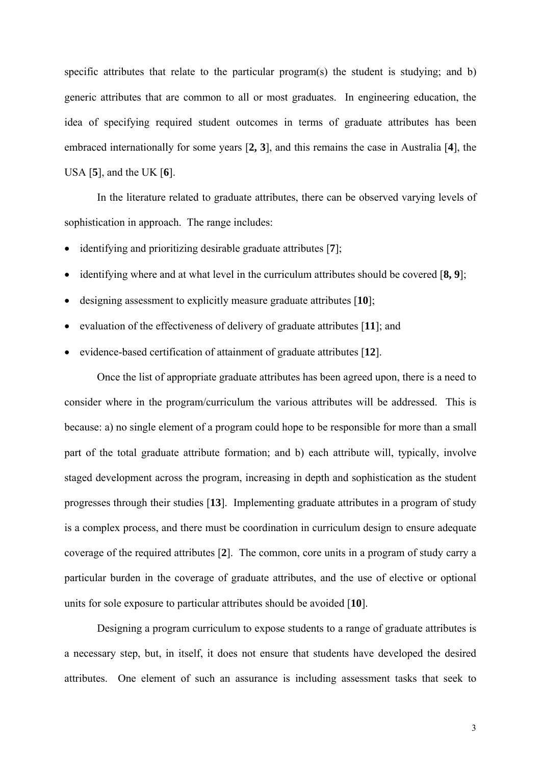specific attributes that relate to the particular program(s) the student is studying; and b) generic attributes that are common to all or most graduates. In engineering education, the idea of specifying required student outcomes in terms of graduate attributes has been embraced internationally for some years [**2, 3**], and this remains the case in Australia [**4**], the USA [**5**], and the UK [**6**].

In the literature related to graduate attributes, there can be observed varying levels of sophistication in approach. The range includes:

- identifying and prioritizing desirable graduate attributes [**7**];
- identifying where and at what level in the curriculum attributes should be covered [**8, 9**];
- designing assessment to explicitly measure graduate attributes [**10**];
- evaluation of the effectiveness of delivery of graduate attributes [**11**]; and
- evidence-based certification of attainment of graduate attributes [**12**].

Once the list of appropriate graduate attributes has been agreed upon, there is a need to consider where in the program/curriculum the various attributes will be addressed. This is because: a) no single element of a program could hope to be responsible for more than a small part of the total graduate attribute formation; and b) each attribute will, typically, involve staged development across the program, increasing in depth and sophistication as the student progresses through their studies [**13**]. Implementing graduate attributes in a program of study is a complex process, and there must be coordination in curriculum design to ensure adequate coverage of the required attributes [**2**]. The common, core units in a program of study carry a particular burden in the coverage of graduate attributes, and the use of elective or optional units for sole exposure to particular attributes should be avoided [**10**].

Designing a program curriculum to expose students to a range of graduate attributes is a necessary step, but, in itself, it does not ensure that students have developed the desired attributes. One element of such an assurance is including assessment tasks that seek to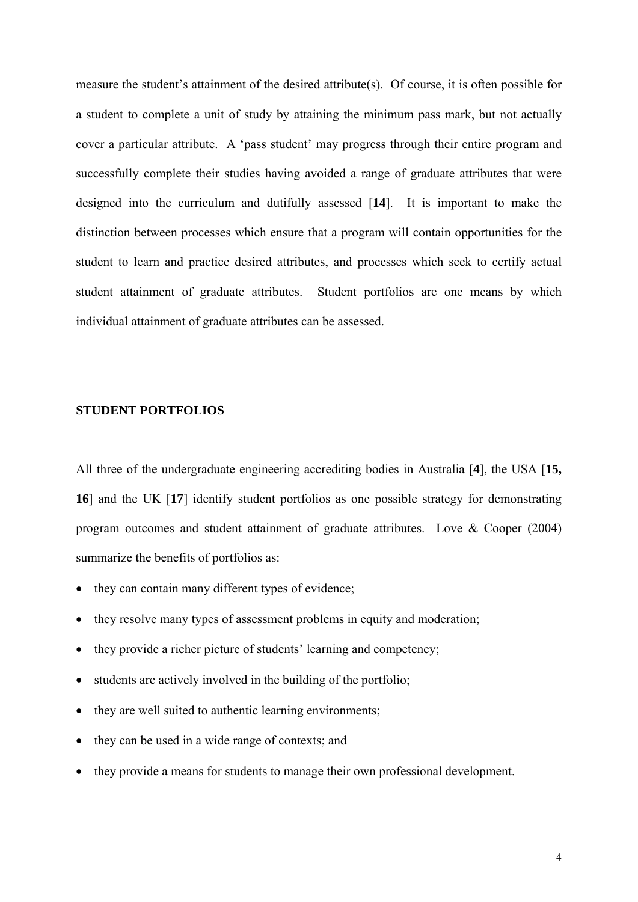measure the student's attainment of the desired attribute(s). Of course, it is often possible for a student to complete a unit of study by attaining the minimum pass mark, but not actually cover a particular attribute. A 'pass student' may progress through their entire program and successfully complete their studies having avoided a range of graduate attributes that were designed into the curriculum and dutifully assessed [**14**]. It is important to make the distinction between processes which ensure that a program will contain opportunities for the student to learn and practice desired attributes, and processes which seek to certify actual student attainment of graduate attributes. Student portfolios are one means by which individual attainment of graduate attributes can be assessed.

## STUDENT PORTFOLIOS

All three of the undergraduate engineering accrediting bodies in Australia [**4**], the USA [**15, 16**] and the UK [**17**] identify student portfolios as one possible strategy for demonstrating program outcomes and student attainment of graduate attributes. Love & Cooper (2004) summarize the benefits of portfolios as:

- they can contain many different types of evidence;
- they resolve many types of assessment problems in equity and moderation;
- they provide a richer picture of students' learning and competency;
- students are actively involved in the building of the portfolio;
- they are well suited to authentic learning environments;
- they can be used in a wide range of contexts; and
- they provide a means for students to manage their own professional development.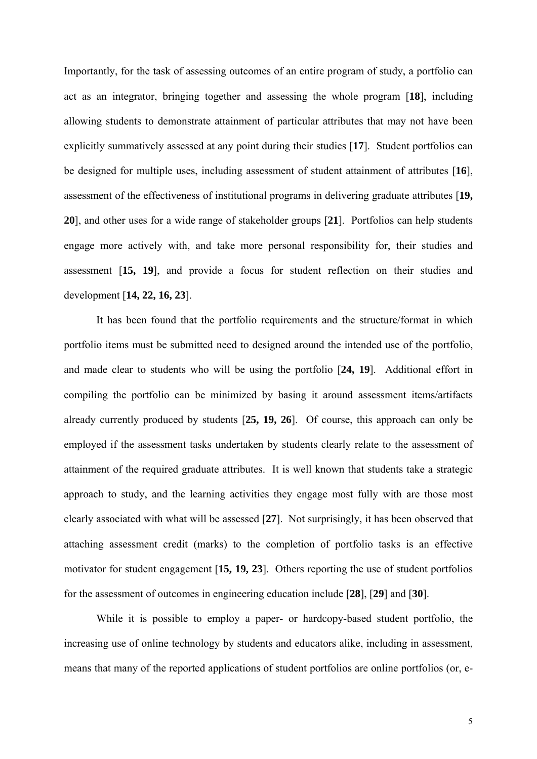Importantly, for the task of assessing outcomes of an entire program of study, a portfolio can act as an integrator, bringing together and assessing the whole program [**18**], including allowing students to demonstrate attainment of particular attributes that may not have been explicitly summatively assessed at any point during their studies [**17**]. Student portfolios can be designed for multiple uses, including assessment of student attainment of attributes [**16**], assessment of the effectiveness of institutional programs in delivering graduate attributes [**19, 20**], and other uses for a wide range of stakeholder groups [**21**]. Portfolios can help students engage more actively with, and take more personal responsibility for, their studies and assessment [**15, 19**], and provide a focus for student reflection on their studies and development [**14, 22, 16, 23**].

It has been found that the portfolio requirements and the structure/format in which portfolio items must be submitted need to designed around the intended use of the portfolio, and made clear to students who will be using the portfolio [**24, 19**]. Additional effort in compiling the portfolio can be minimized by basing it around assessment items/artifacts already currently produced by students [**25, 19, 26**]. Of course, this approach can only be employed if the assessment tasks undertaken by students clearly relate to the assessment of attainment of the required graduate attributes. It is well known that students take a strategic approach to study, and the learning activities they engage most fully with are those most clearly associated with what will be assessed [**27**]. Not surprisingly, it has been observed that attaching assessment credit (marks) to the completion of portfolio tasks is an effective motivator for student engagement [**15, 19, 23**]. Others reporting the use of student portfolios for the assessment of outcomes in engineering education include [**28**], [**29**] and [**30**].

While it is possible to employ a paper- or hardcopy-based student portfolio, the increasing use of online technology by students and educators alike, including in assessment, means that many of the reported applications of student portfolios are online portfolios (or, e-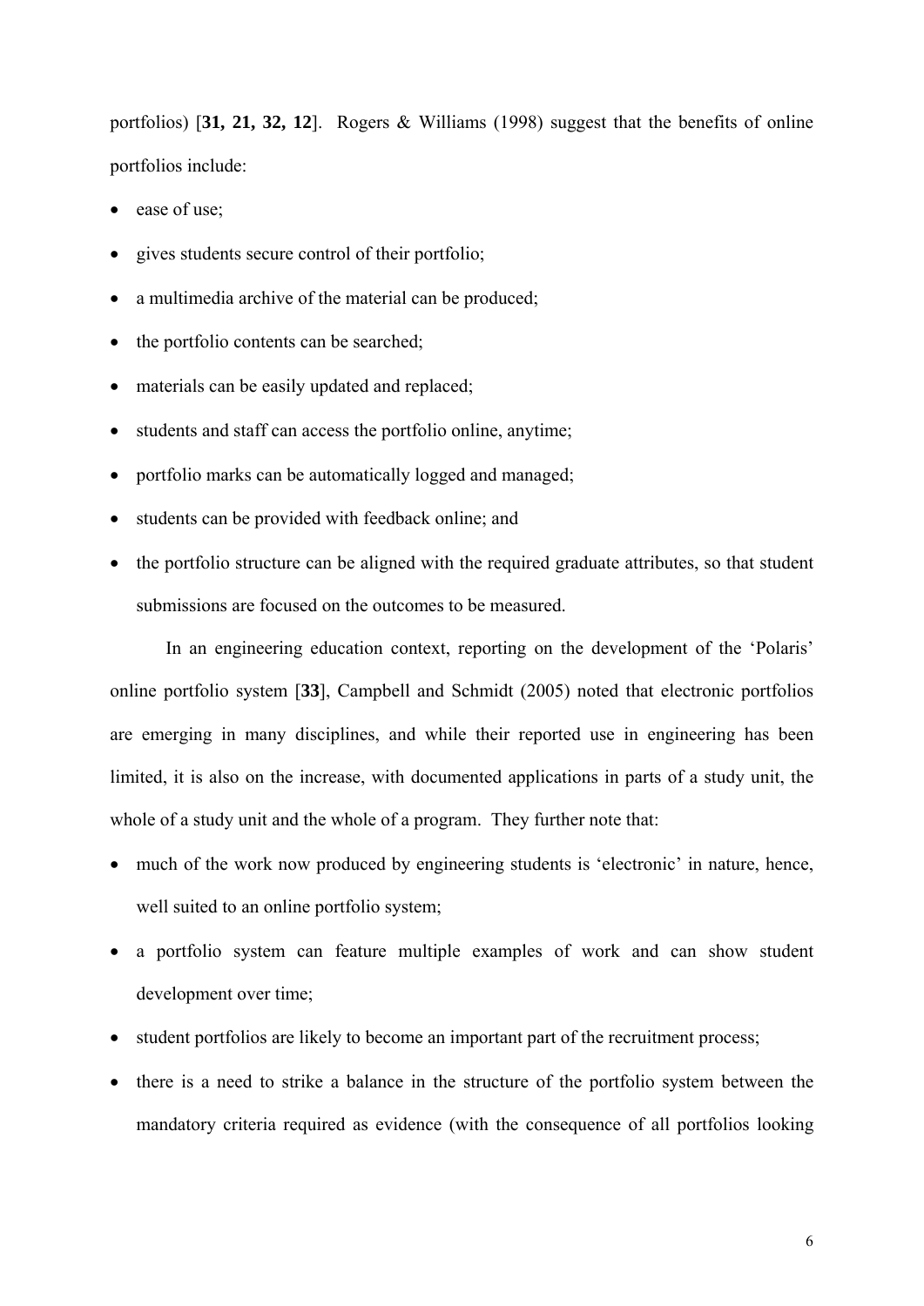portfolios) [**31, 21, 32, 12**]. Rogers & Williams (1998) suggest that the benefits of online portfolios include:

- ease of use;
- gives students secure control of their portfolio;
- a multimedia archive of the material can be produced;
- the portfolio contents can be searched;
- materials can be easily updated and replaced;
- students and staff can access the portfolio online, anytime;
- portfolio marks can be automatically logged and managed;
- students can be provided with feedback online; and
- the portfolio structure can be aligned with the required graduate attributes, so that student submissions are focused on the outcomes to be measured.

In an engineering education context, reporting on the development of the 'Polaris' online portfolio system [**33**], Campbell and Schmidt (2005) noted that electronic portfolios are emerging in many disciplines, and while their reported use in engineering has been limited, it is also on the increase, with documented applications in parts of a study unit, the whole of a study unit and the whole of a program. They further note that:

- much of the work now produced by engineering students is 'electronic' in nature, hence, well suited to an online portfolio system;
- a portfolio system can feature multiple examples of work and can show student development over time;
- student portfolios are likely to become an important part of the recruitment process;
- there is a need to strike a balance in the structure of the portfolio system between the mandatory criteria required as evidence (with the consequence of all portfolios looking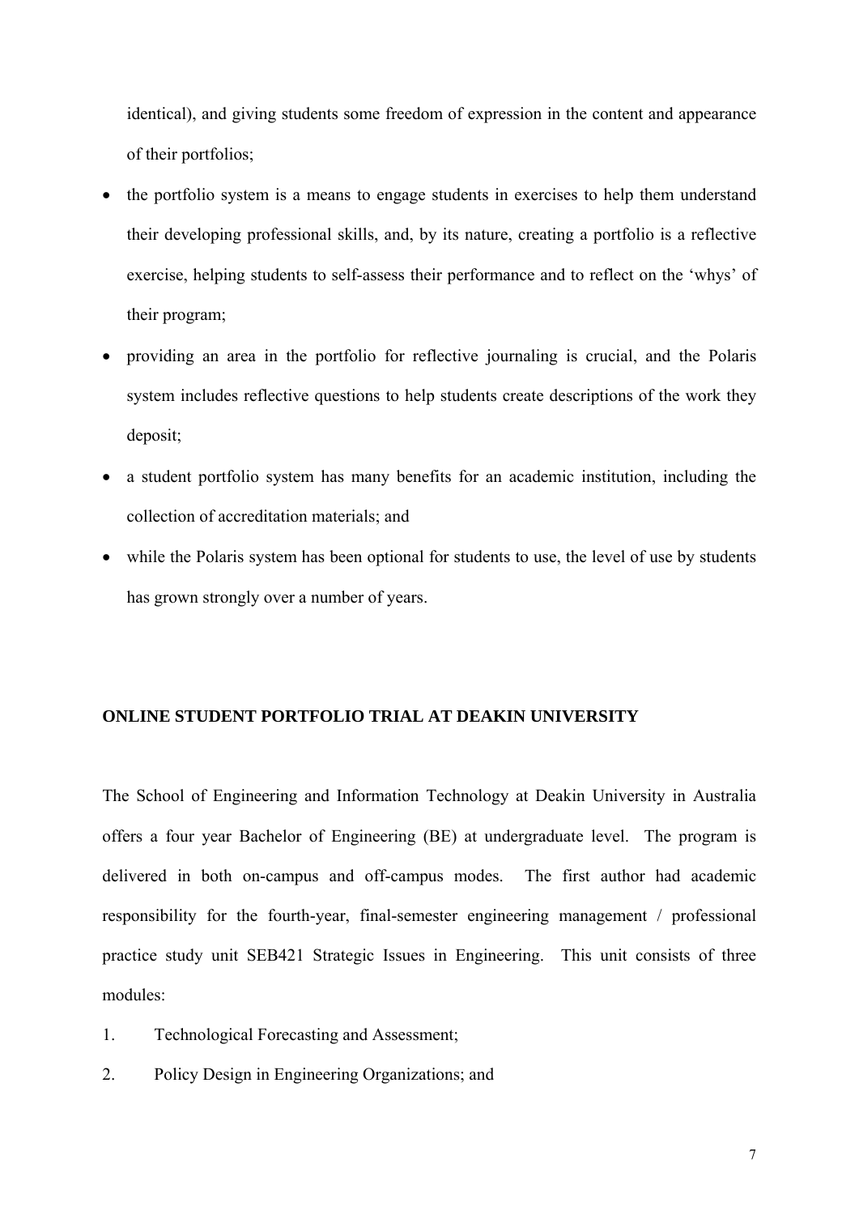identical), and giving students some freedom of expression in the content and appearance of their portfolios;

- the portfolio system is a means to engage students in exercises to help them understand their developing professional skills, and, by its nature, creating a portfolio is a reflective exercise, helping students to self-assess their performance and to reflect on the 'whys' of their program;
- providing an area in the portfolio for reflective journaling is crucial, and the Polaris system includes reflective questions to help students create descriptions of the work they deposit;
- a student portfolio system has many benefits for an academic institution, including the collection of accreditation materials; and
- while the Polaris system has been optional for students to use, the level of use by students has grown strongly over a number of years.

## ONLINE STUDENT PORTFOLIO TRIAL AT DEAKIN UNIVERSITY

The School of Engineering and Information Technology at Deakin University in Australia offers a four year Bachelor of Engineering (BE) at undergraduate level. The program is delivered in both on-campus and off-campus modes. The first author had academic responsibility for the fourth-year, final-semester engineering management / professional practice study unit SEB421 Strategic Issues in Engineering. This unit consists of three modules:

1. Technological Forecasting and Assessment;
2. Policy Design in Engineering Organizations; and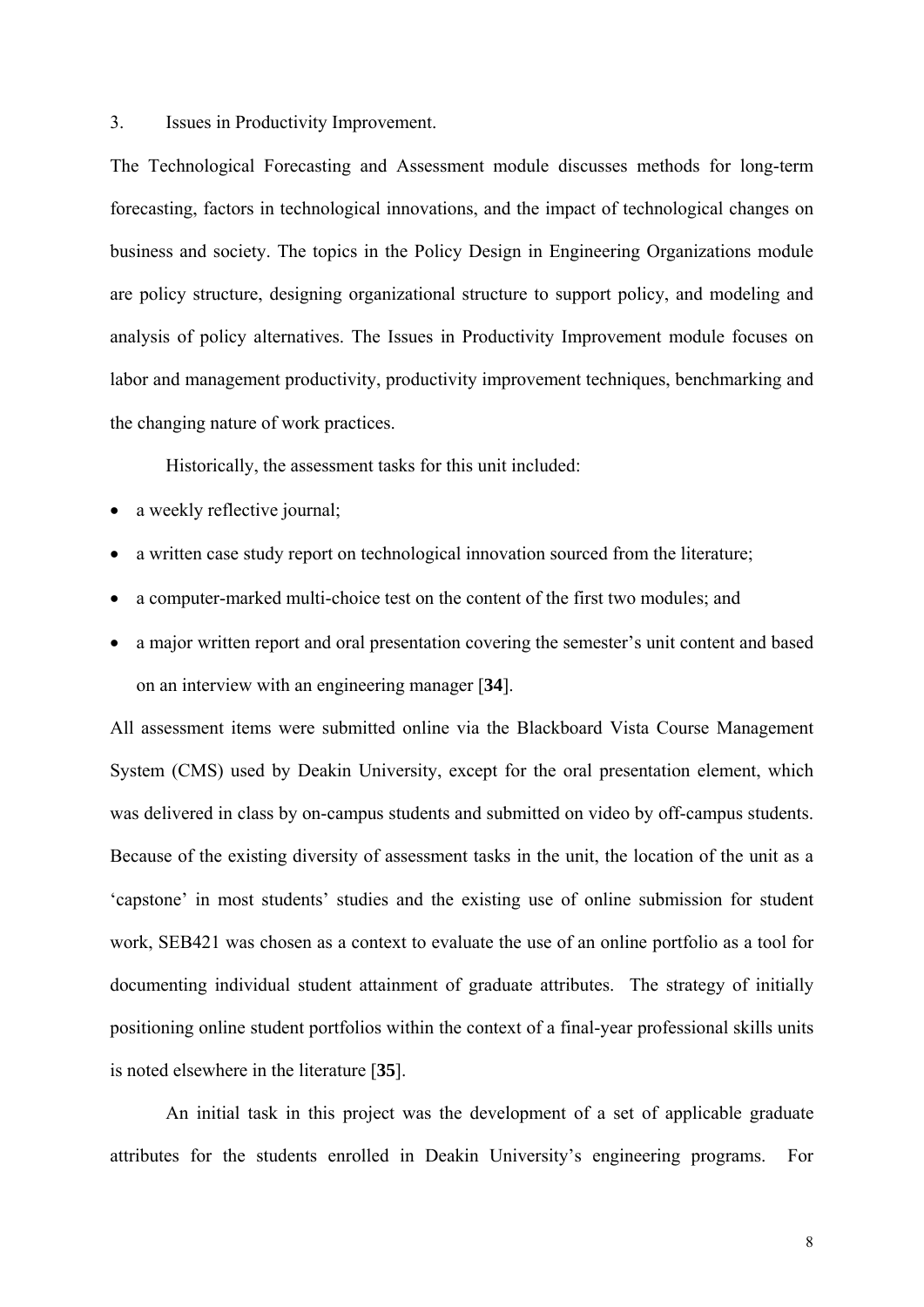3. Issues in Productivity Improvement.

The Technological Forecasting and Assessment module discusses methods for long-term forecasting, factors in technological innovations, and the impact of technological changes on business and society. The topics in the Policy Design in Engineering Organizations module are policy structure, designing organizational structure to support policy, and modeling and analysis of policy alternatives. The Issues in Productivity Improvement module focuses on labor and management productivity, productivity improvement techniques, benchmarking and the changing nature of work practices.

Historically, the assessment tasks for this unit included:

- a weekly reflective journal;
- a written case study report on technological innovation sourced from the literature;
- a computer-marked multi-choice test on the content of the first two modules; and
- a major written report and oral presentation covering the semester's unit content and based on an interview with an engineering manager [**34**].

All assessment items were submitted online via the Blackboard Vista Course Management System (CMS) used by Deakin University, except for the oral presentation element, which was delivered in class by on-campus students and submitted on video by off-campus students. Because of the existing diversity of assessment tasks in the unit, the location of the unit as a 'capstone' in most students' studies and the existing use of online submission for student work, SEB421 was chosen as a context to evaluate the use of an online portfolio as a tool for documenting individual student attainment of graduate attributes. The strategy of initially positioning online student portfolios within the context of a final-year professional skills units is noted elsewhere in the literature [**35**].

An initial task in this project was the development of a set of applicable graduate attributes for the students enrolled in Deakin University's engineering programs. For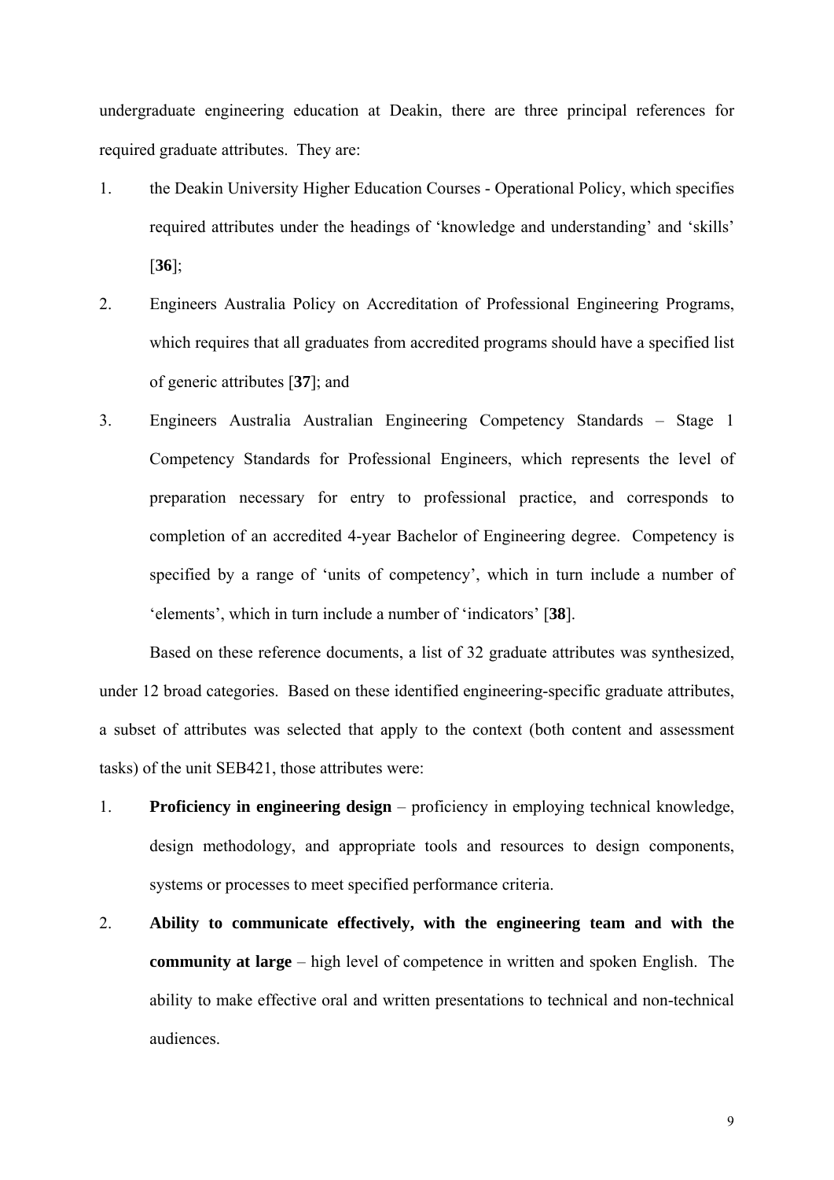undergraduate engineering education at Deakin, there are three principal references for required graduate attributes. They are:

1. the Deakin University Higher Education Courses - Operational Policy, which specifies required attributes under the headings of 'knowledge and understanding' and 'skills' [**36**];
2. Engineers Australia Policy on Accreditation of Professional Engineering Programs, which requires that all graduates from accredited programs should have a specified list of generic attributes [**37**]; and
3. Engineers Australia Australian Engineering Competency Standards – Stage 1 Competency Standards for Professional Engineers, which represents the level of preparation necessary for entry to professional practice, and corresponds to completion of an accredited 4-year Bachelor of Engineering degree. Competency is specified by a range of 'units of competency', which in turn include a number of 'elements', which in turn include a number of 'indicators' [**38**].

Based on these reference documents, a list of 32 graduate attributes was synthesized, under 12 broad categories. Based on these identified engineering-specific graduate attributes, a subset of attributes was selected that apply to the context (both content and assessment tasks) of the unit SEB421, those attributes were:

1. **Proficiency in engineering design** – proficiency in employing technical knowledge, design methodology, and appropriate tools and resources to design components, systems or processes to meet specified performance criteria.
2. **Ability to communicate effectively, with the engineering team and with the community at large** – high level of competence in written and spoken English. The ability to make effective oral and written presentations to technical and non-technical audiences.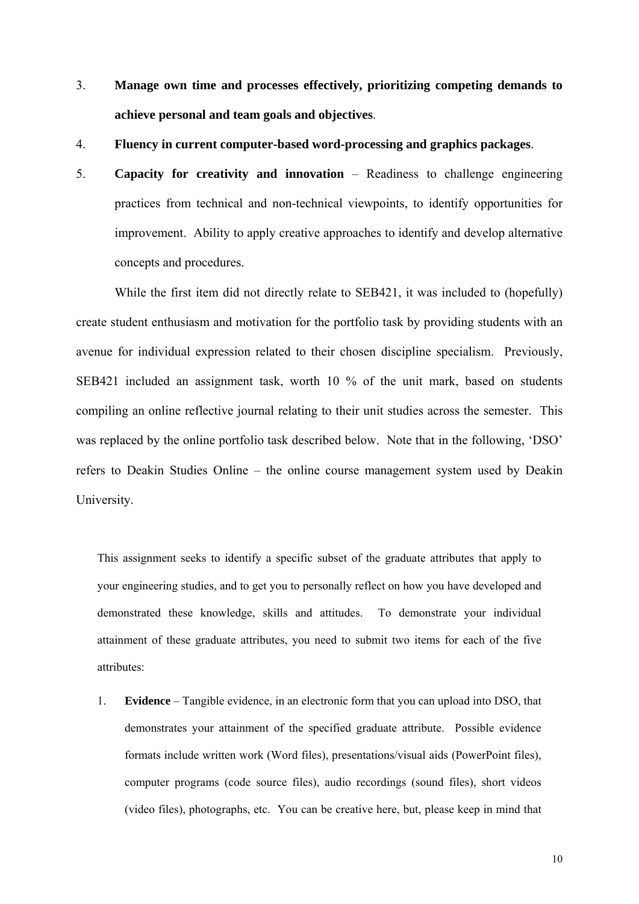3. **Manage own time and processes effectively, prioritizing competing demands to achieve personal and team goals and objectives**.

4. **Fluency in current computer-based word-processing and graphics packages**.

5. **Capacity for creativity and innovation** – Readiness to challenge engineering practices from technical and non-technical viewpoints, to identify opportunities for improvement. Ability to apply creative approaches to identify and develop alternative concepts and procedures.

While the first item did not directly relate to SEB421, it was included to (hopefully) create student enthusiasm and motivation for the portfolio task by providing students with an avenue for individual expression related to their chosen discipline specialism. Previously, SEB421 included an assignment task, worth 10 % of the unit mark, based on students compiling an online reflective journal relating to their unit studies across the semester. This was replaced by the online portfolio task described below. Note that in the following, 'DSO' refers to Deakin Studies Online – the online course management system used by Deakin University.

> This assignment seeks to identify a specific subset of the graduate attributes that apply to your engineering studies, and to get you to personally reflect on how you have developed and demonstrated these knowledge, skills and attitudes. To demonstrate your individual attainment of these graduate attributes, you need to submit two items for each of the five attributes:
>
> 1. **Evidence** – Tangible evidence, in an electronic form that you can upload into DSO, that demonstrates your attainment of the specified graduate attribute. Possible evidence formats include written work (Word files), presentations/visual aids (PowerPoint files), computer programs (code source files), audio recordings (sound files), short videos (video files), photographs, etc. You can be creative here, but, please keep in mind that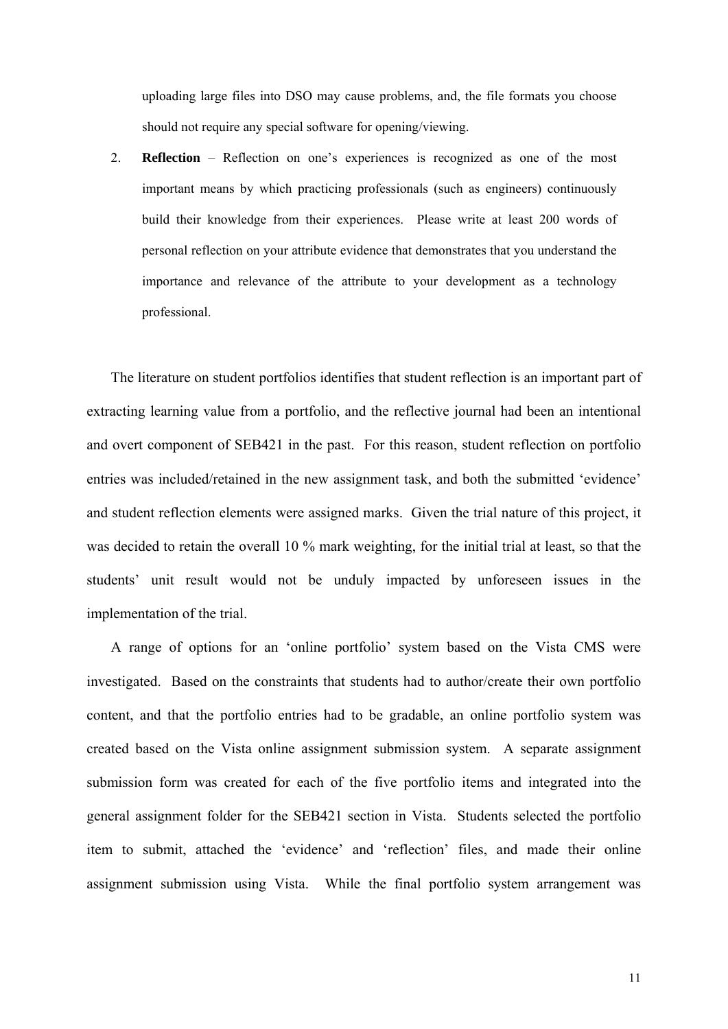uploading large files into DSO may cause problems, and, the file formats you choose should not require any special software for opening/viewing.

2. **Reflection** – Reflection on one's experiences is recognized as one of the most important means by which practicing professionals (such as engineers) continuously build their knowledge from their experiences. Please write at least 200 words of personal reflection on your attribute evidence that demonstrates that you understand the importance and relevance of the attribute to your development as a technology professional.

The literature on student portfolios identifies that student reflection is an important part of extracting learning value from a portfolio, and the reflective journal had been an intentional and overt component of SEB421 in the past. For this reason, student reflection on portfolio entries was included/retained in the new assignment task, and both the submitted 'evidence' and student reflection elements were assigned marks. Given the trial nature of this project, it was decided to retain the overall 10 % mark weighting, for the initial trial at least, so that the students' unit result would not be unduly impacted by unforeseen issues in the implementation of the trial.

A range of options for an 'online portfolio' system based on the Vista CMS were investigated. Based on the constraints that students had to author/create their own portfolio content, and that the portfolio entries had to be gradable, an online portfolio system was created based on the Vista online assignment submission system. A separate assignment submission form was created for each of the five portfolio items and integrated into the general assignment folder for the SEB421 section in Vista. Students selected the portfolio item to submit, attached the 'evidence' and 'reflection' files, and made their online assignment submission using Vista. While the final portfolio system arrangement was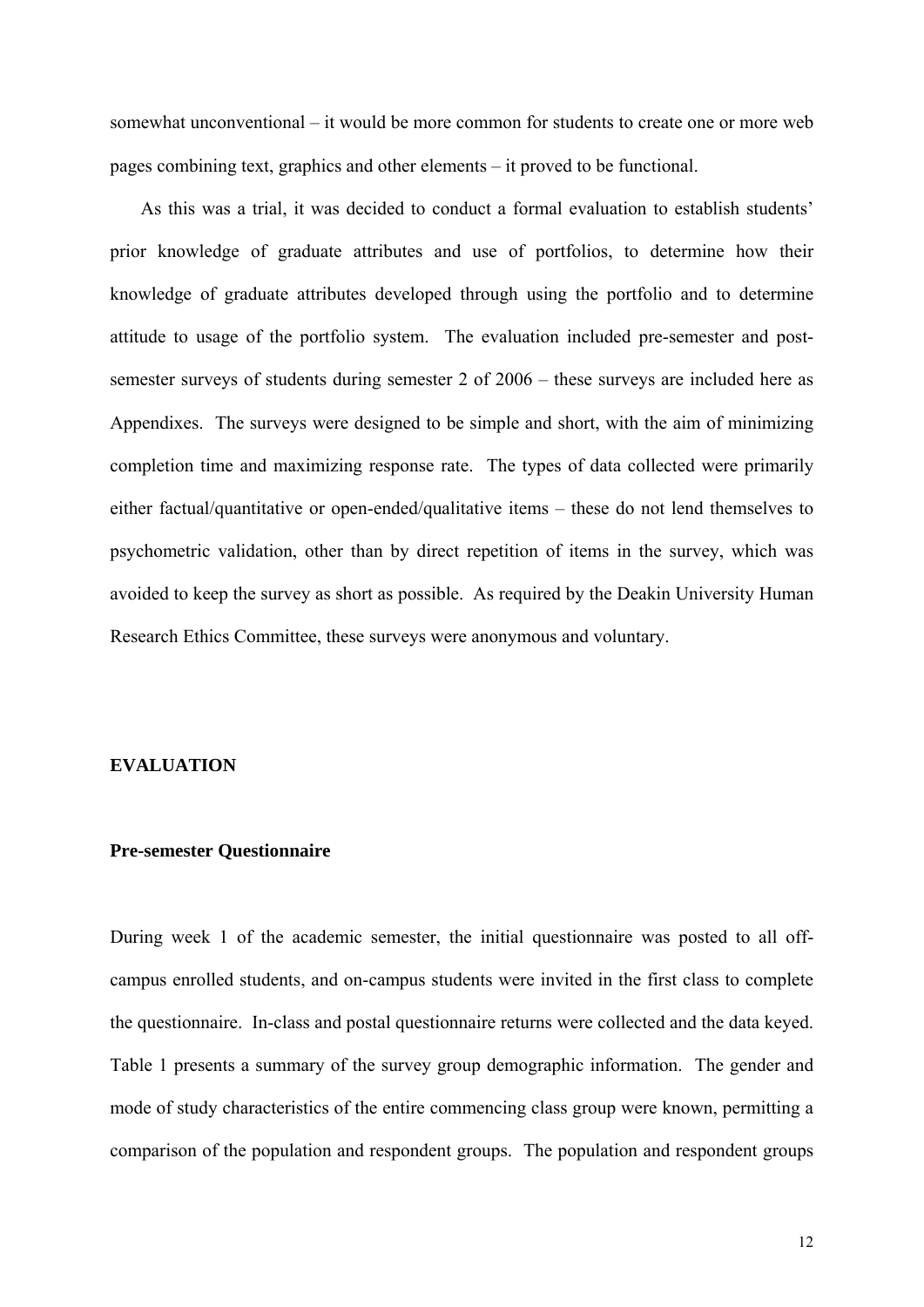somewhat unconventional – it would be more common for students to create one or more web pages combining text, graphics and other elements – it proved to be functional.

As this was a trial, it was decided to conduct a formal evaluation to establish students' prior knowledge of graduate attributes and use of portfolios, to determine how their knowledge of graduate attributes developed through using the portfolio and to determine attitude to usage of the portfolio system. The evaluation included pre-semester and post-semester surveys of students during semester 2 of 2006 – these surveys are included here as Appendixes. The surveys were designed to be simple and short, with the aim of minimizing completion time and maximizing response rate. The types of data collected were primarily either factual/quantitative or open-ended/qualitative items – these do not lend themselves to psychometric validation, other than by direct repetition of items in the survey, which was avoided to keep the survey as short as possible. As required by the Deakin University Human Research Ethics Committee, these surveys were anonymous and voluntary.

## EVALUATION

### Pre-semester Questionnaire

During week 1 of the academic semester, the initial questionnaire was posted to all off-campus enrolled students, and on-campus students were invited in the first class to complete the questionnaire. In-class and postal questionnaire returns were collected and the data keyed. Table 1 presents a summary of the survey group demographic information. The gender and mode of study characteristics of the entire commencing class group were known, permitting a comparison of the population and respondent groups. The population and respondent groups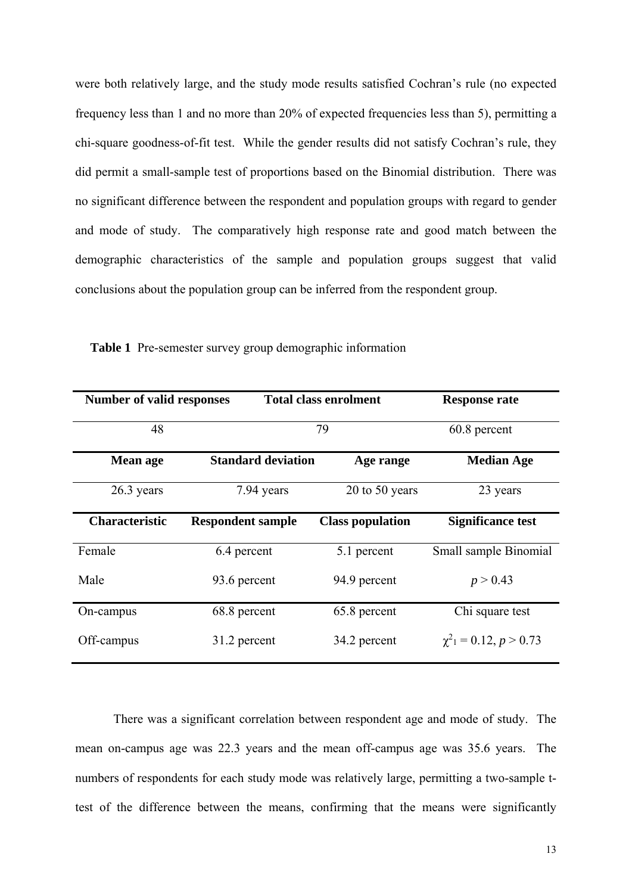were both relatively large, and the study mode results satisfied Cochran's rule (no expected frequency less than 1 and no more than 20% of expected frequencies less than 5), permitting a chi-square goodness-of-fit test. While the gender results did not satisfy Cochran's rule, they did permit a small-sample test of proportions based on the Binomial distribution. There was no significant difference between the respondent and population groups with regard to gender and mode of study. The comparatively high response rate and good match between the demographic characteristics of the sample and population groups suggest that valid conclusions about the population group can be inferred from the respondent group.

**Table 1** Pre-semester survey group demographic information

| **Number of valid responses** | | **Total class enrolment** | **Response rate** |
|---|---|---|---|
| 48 | | 79 | 60.8 percent |
| **Mean age** | **Standard deviation** | **Age range** | **Median Age** |
| 26.3 years | 7.94 years | 20 to 50 years | 23 years |
| **Characteristic** | **Respondent sample** | **Class population** | **Significance test** |
| Female | 6.4 percent | 5.1 percent | Small sample Binomial |
| Male | 93.6 percent | 94.9 percent | $p > 0.43$ |
| On-campus | 68.8 percent | 65.8 percent | Chi square test |
| Off-campus | 31.2 percent | 34.2 percent | $\chi^2_1 = 0.12$, $p > 0.73$ |

There was a significant correlation between respondent age and mode of study. The mean on-campus age was 22.3 years and the mean off-campus age was 35.6 years. The numbers of respondents for each study mode was relatively large, permitting a two-sample t-test of the difference between the means, confirming that the means were significantly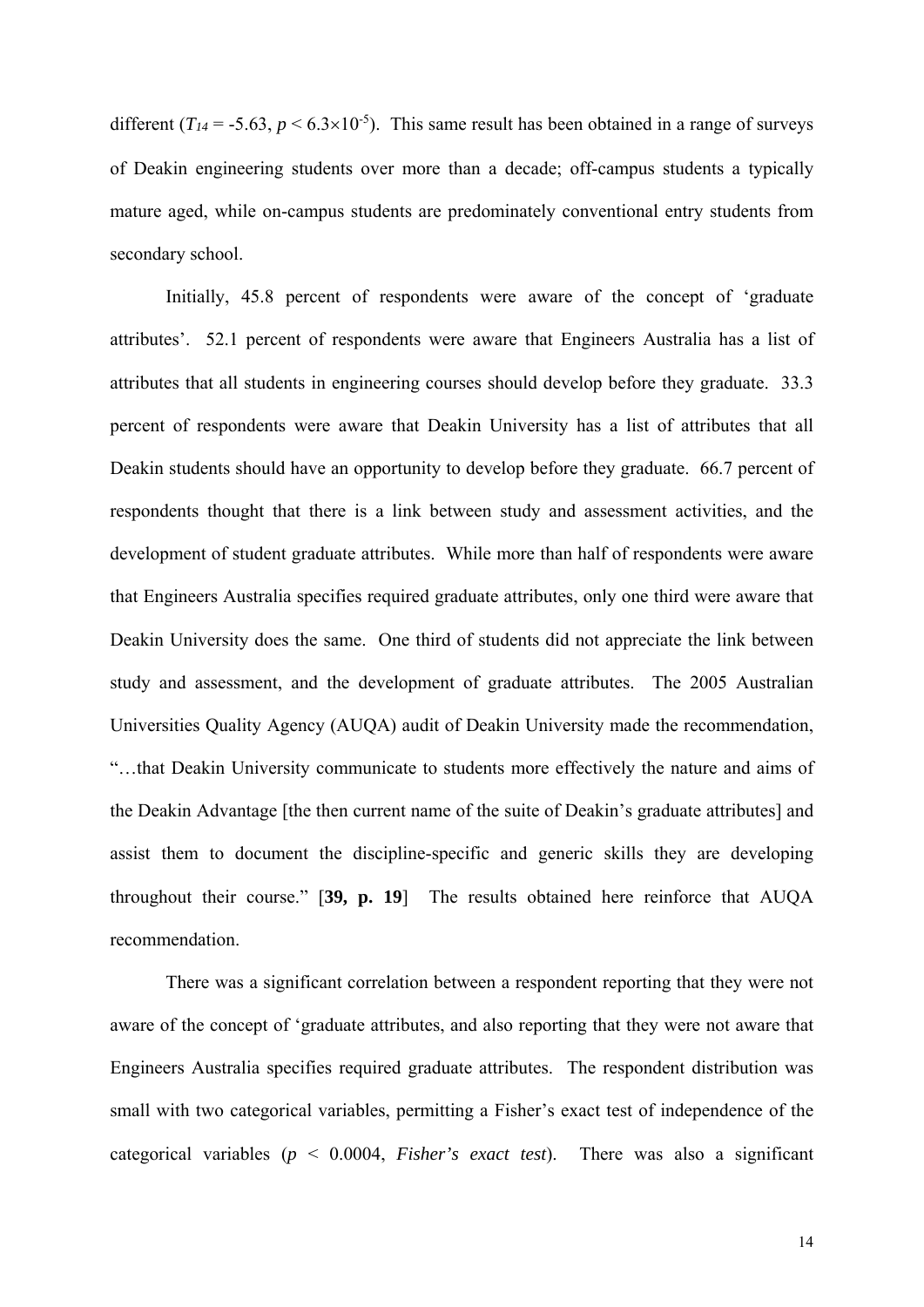different ($T_{14}$ = -5.63, $p < 6.3{\times}10^{-5}$). This same result has been obtained in a range of surveys of Deakin engineering students over more than a decade; off-campus students a typically mature aged, while on-campus students are predominately conventional entry students from secondary school.

Initially, 45.8 percent of respondents were aware of the concept of 'graduate attributes'. 52.1 percent of respondents were aware that Engineers Australia has a list of attributes that all students in engineering courses should develop before they graduate. 33.3 percent of respondents were aware that Deakin University has a list of attributes that all Deakin students should have an opportunity to develop before they graduate. 66.7 percent of respondents thought that there is a link between study and assessment activities, and the development of student graduate attributes. While more than half of respondents were aware that Engineers Australia specifies required graduate attributes, only one third were aware that Deakin University does the same. One third of students did not appreciate the link between study and assessment, and the development of graduate attributes. The 2005 Australian Universities Quality Agency (AUQA) audit of Deakin University made the recommendation, "…that Deakin University communicate to students more effectively the nature and aims of the Deakin Advantage [the then current name of the suite of Deakin's graduate attributes] and assist them to document the discipline-specific and generic skills they are developing throughout their course." [**39, p. 19**] The results obtained here reinforce that AUQA recommendation.

There was a significant correlation between a respondent reporting that they were not aware of the concept of 'graduate attributes, and also reporting that they were not aware that Engineers Australia specifies required graduate attributes. The respondent distribution was small with two categorical variables, permitting a Fisher's exact test of independence of the categorical variables ($p < 0.0004$, *Fisher's exact test*). There was also a significant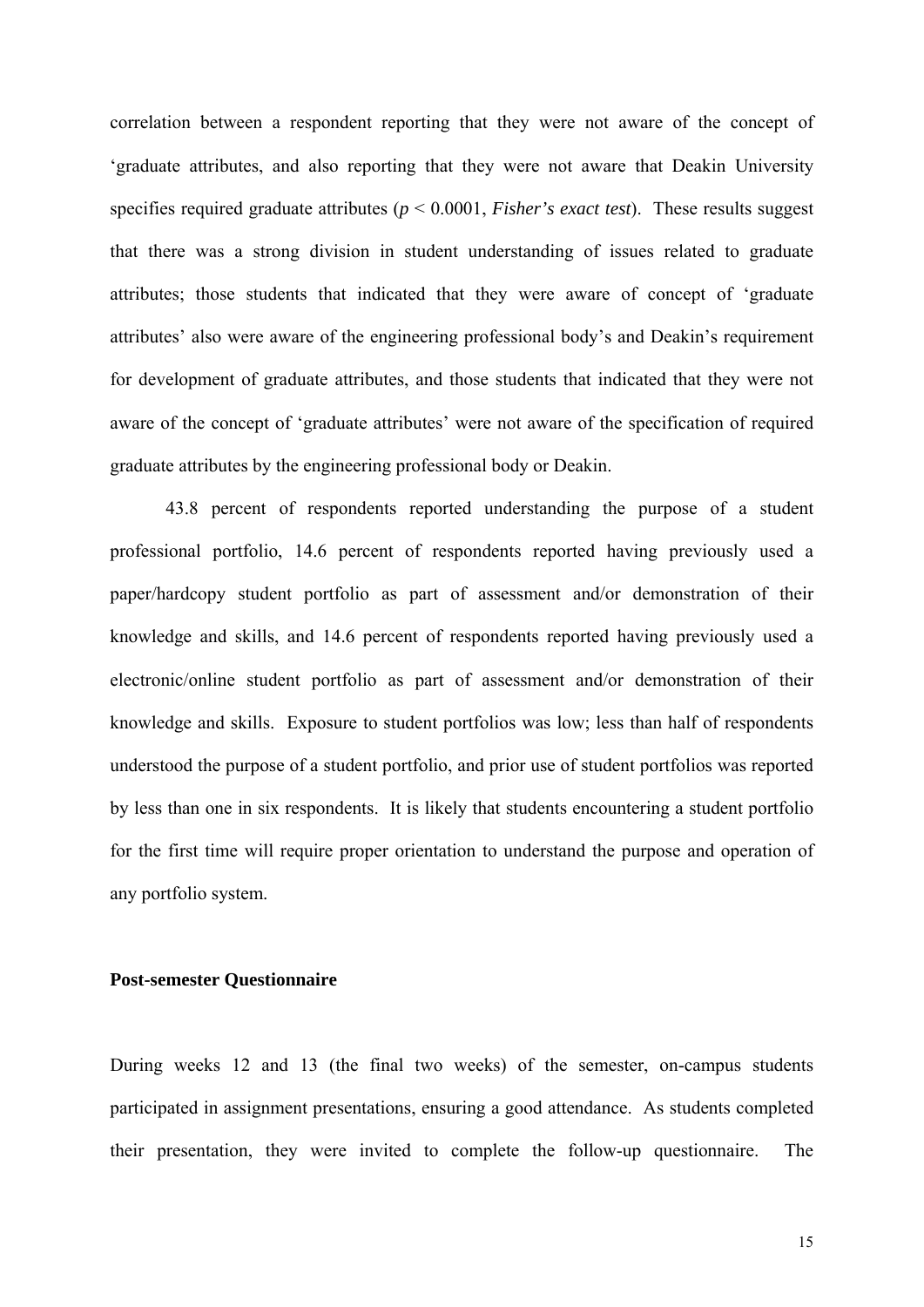correlation between a respondent reporting that they were not aware of the concept of 'graduate attributes, and also reporting that they were not aware that Deakin University specifies required graduate attributes ($p < 0.0001$, *Fisher's exact test*). These results suggest that there was a strong division in student understanding of issues related to graduate attributes; those students that indicated that they were aware of concept of 'graduate attributes' also were aware of the engineering professional body's and Deakin's requirement for development of graduate attributes, and those students that indicated that they were not aware of the concept of 'graduate attributes' were not aware of the specification of required graduate attributes by the engineering professional body or Deakin.

43.8 percent of respondents reported understanding the purpose of a student professional portfolio, 14.6 percent of respondents reported having previously used a paper/hardcopy student portfolio as part of assessment and/or demonstration of their knowledge and skills, and 14.6 percent of respondents reported having previously used a electronic/online student portfolio as part of assessment and/or demonstration of their knowledge and skills. Exposure to student portfolios was low; less than half of respondents understood the purpose of a student portfolio, and prior use of student portfolios was reported by less than one in six respondents. It is likely that students encountering a student portfolio for the first time will require proper orientation to understand the purpose and operation of any portfolio system.

**Post-semester Questionnaire**

During weeks 12 and 13 (the final two weeks) of the semester, on-campus students participated in assignment presentations, ensuring a good attendance. As students completed their presentation, they were invited to complete the follow-up questionnaire. The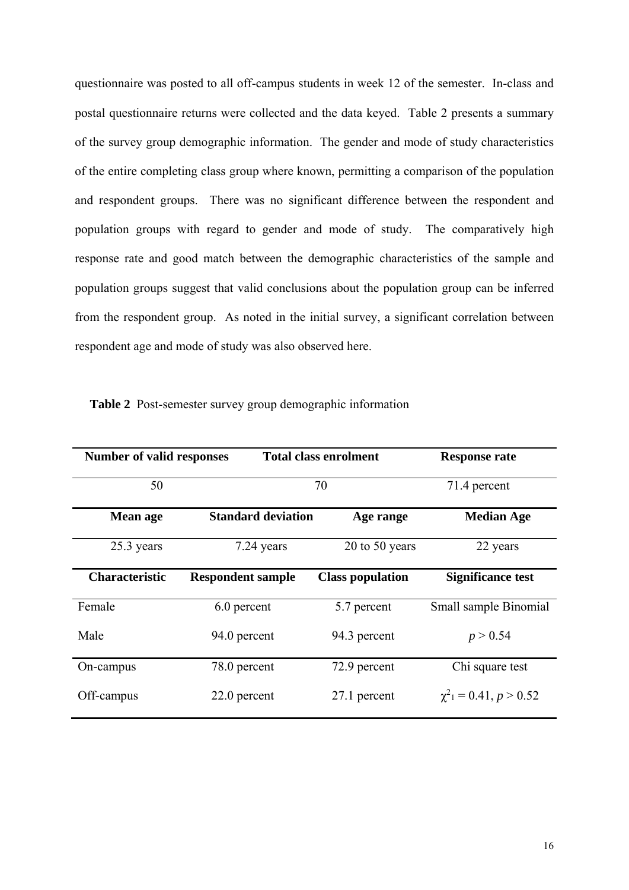questionnaire was posted to all off-campus students in week 12 of the semester. In-class and postal questionnaire returns were collected and the data keyed. Table 2 presents a summary of the survey group demographic information. The gender and mode of study characteristics of the entire completing class group where known, permitting a comparison of the population and respondent groups. There was no significant difference between the respondent and population groups with regard to gender and mode of study. The comparatively high response rate and good match between the demographic characteristics of the sample and population groups suggest that valid conclusions about the population group can be inferred from the respondent group. As noted in the initial survey, a significant correlation between respondent age and mode of study was also observed here.

**Table 2** Post-semester survey group demographic information

| **Number of valid responses** | **Total class enrolment** | | **Response rate** |
|---|---|---|---|
| 50 | 70 | | 71.4 percent |
| **Mean age** | **Standard deviation** | **Age range** | **Median Age** |
| 25.3 years | 7.24 years | 20 to 50 years | 22 years |
| **Characteristic** | **Respondent sample** | **Class population** | **Significance test** |
| Female | 6.0 percent | 5.7 percent | Small sample Binomial |
| Male | 94.0 percent | 94.3 percent | $p > 0.54$ |
| On-campus | 78.0 percent | 72.9 percent | Chi square test |
| Off-campus | 22.0 percent | 27.1 percent | $\chi^2_1 = 0.41$, $p > 0.52$ |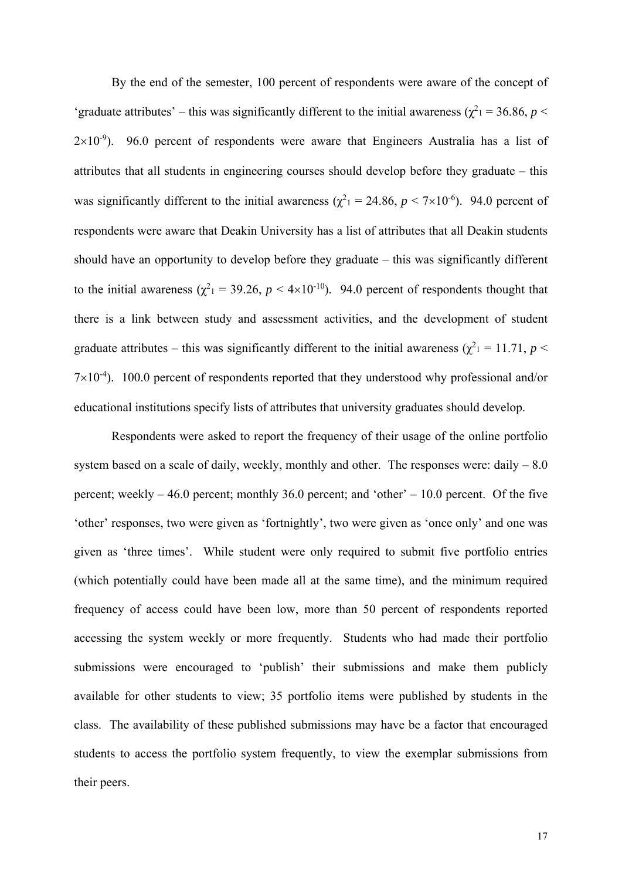By the end of the semester, 100 percent of respondents were aware of the concept of 'graduate attributes' – this was significantly different to the initial awareness ($\chi^2_1 = 36.86$, $p < 2\times10^{-9}$). 96.0 percent of respondents were aware that Engineers Australia has a list of attributes that all students in engineering courses should develop before they graduate – this was significantly different to the initial awareness ($\chi^2_1 = 24.86$, $p < 7\times10^{-6}$). 94.0 percent of respondents were aware that Deakin University has a list of attributes that all Deakin students should have an opportunity to develop before they graduate – this was significantly different to the initial awareness ($\chi^2_1 = 39.26$, $p < 4\times10^{-10}$). 94.0 percent of respondents thought that there is a link between study and assessment activities, and the development of student graduate attributes – this was significantly different to the initial awareness ($\chi^2_1 = 11.71$, $p < 7\times10^{-4}$). 100.0 percent of respondents reported that they understood why professional and/or educational institutions specify lists of attributes that university graduates should develop.

Respondents were asked to report the frequency of their usage of the online portfolio system based on a scale of daily, weekly, monthly and other. The responses were: daily – 8.0 percent; weekly – 46.0 percent; monthly 36.0 percent; and 'other' – 10.0 percent. Of the five 'other' responses, two were given as 'fortnightly', two were given as 'once only' and one was given as 'three times'. While student were only required to submit five portfolio entries (which potentially could have been made all at the same time), and the minimum required frequency of access could have been low, more than 50 percent of respondents reported accessing the system weekly or more frequently. Students who had made their portfolio submissions were encouraged to 'publish' their submissions and make them publicly available for other students to view; 35 portfolio items were published by students in the class. The availability of these published submissions may have be a factor that encouraged students to access the portfolio system frequently, to view the exemplar submissions from their peers.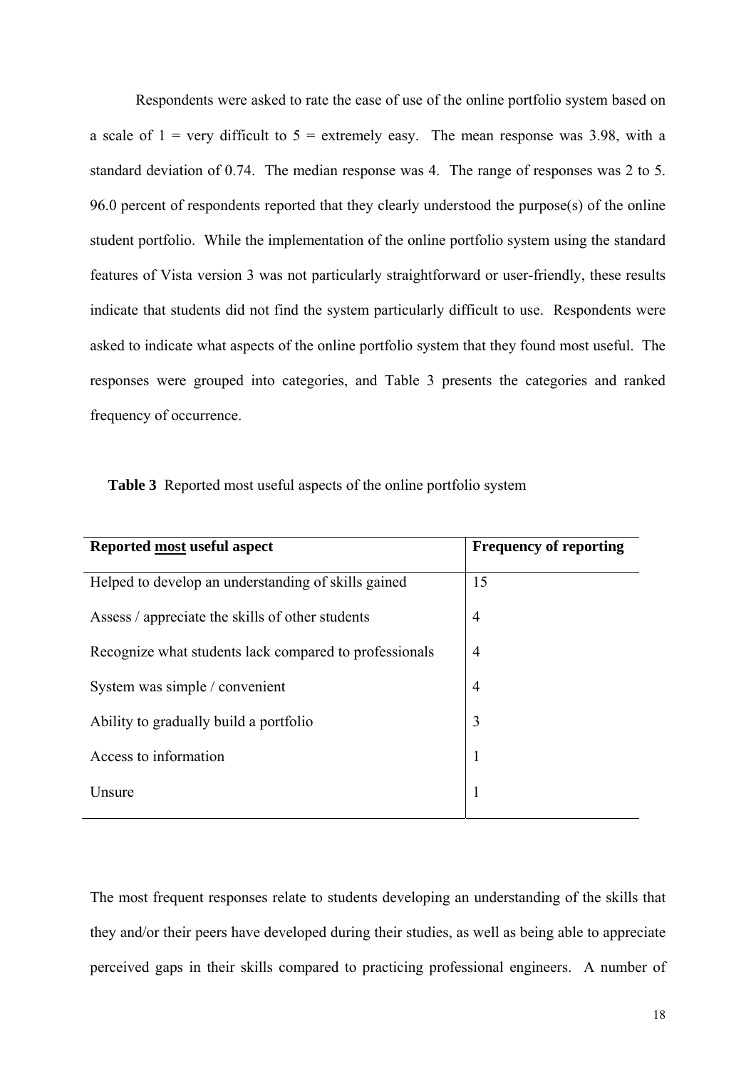Respondents were asked to rate the ease of use of the online portfolio system based on a scale of 1 = very difficult to 5 = extremely easy. The mean response was 3.98, with a standard deviation of 0.74. The median response was 4. The range of responses was 2 to 5. 96.0 percent of respondents reported that they clearly understood the purpose(s) of the online student portfolio. While the implementation of the online portfolio system using the standard features of Vista version 3 was not particularly straightforward or user-friendly, these results indicate that students did not find the system particularly difficult to use. Respondents were asked to indicate what aspects of the online portfolio system that they found most useful. The responses were grouped into categories, and Table 3 presents the categories and ranked frequency of occurrence.

**Table 3** Reported most useful aspects of the online portfolio system

| **Reported <u>most</u> useful aspect** | **Frequency of reporting** |
|---|---|
| Helped to develop an understanding of skills gained | 15 |
| Assess / appreciate the skills of other students | 4 |
| Recognize what students lack compared to professionals | 4 |
| System was simple / convenient | 4 |
| Ability to gradually build a portfolio | 3 |
| Access to information | 1 |
| Unsure | 1 |

The most frequent responses relate to students developing an understanding of the skills that they and/or their peers have developed during their studies, as well as being able to appreciate perceived gaps in their skills compared to practicing professional engineers. A number of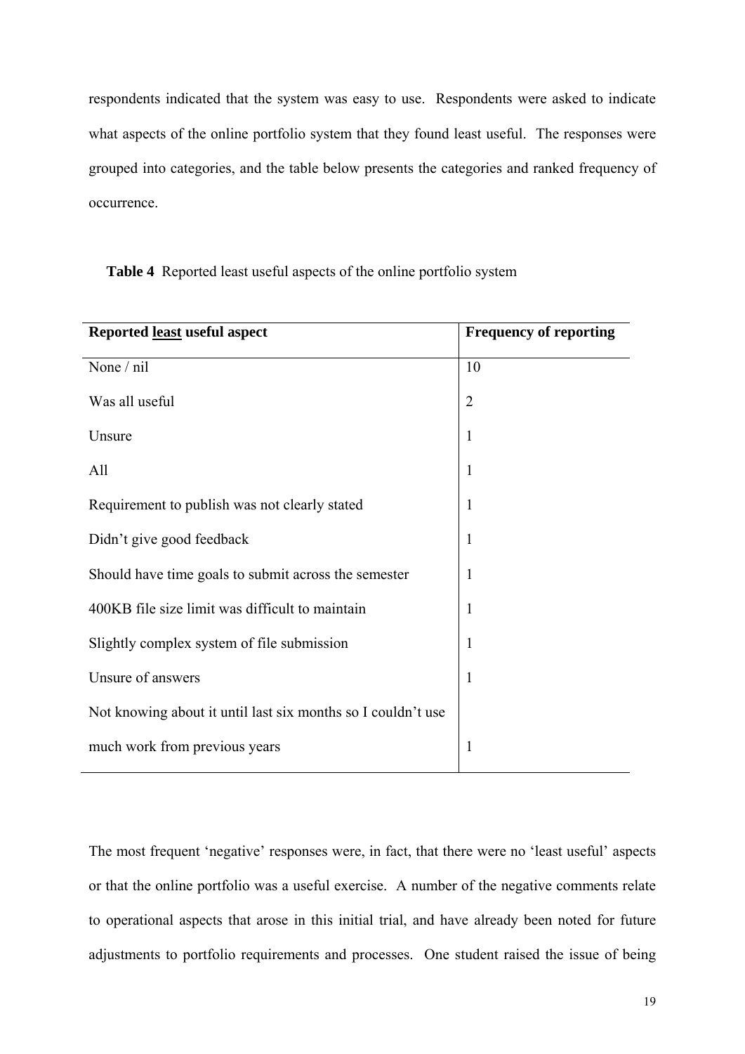respondents indicated that the system was easy to use. Respondents were asked to indicate what aspects of the online portfolio system that they found least useful. The responses were grouped into categories, and the table below presents the categories and ranked frequency of occurrence.

**Table 4** Reported least useful aspects of the online portfolio system

| **Reported <u>least</u> useful aspect** | **Frequency of reporting** |
|---|---|
| None / nil | 10 |
| Was all useful | 2 |
| Unsure | 1 |
| All | 1 |
| Requirement to publish was not clearly stated | 1 |
| Didn't give good feedback | 1 |
| Should have time goals to submit across the semester | 1 |
| 400KB file size limit was difficult to maintain | 1 |
| Slightly complex system of file submission | 1 |
| Unsure of answers | 1 |
| Not knowing about it until last six months so I couldn't use much work from previous years | 1 |

The most frequent 'negative' responses were, in fact, that there were no 'least useful' aspects or that the online portfolio was a useful exercise. A number of the negative comments relate to operational aspects that arose in this initial trial, and have already been noted for future adjustments to portfolio requirements and processes. One student raised the issue of being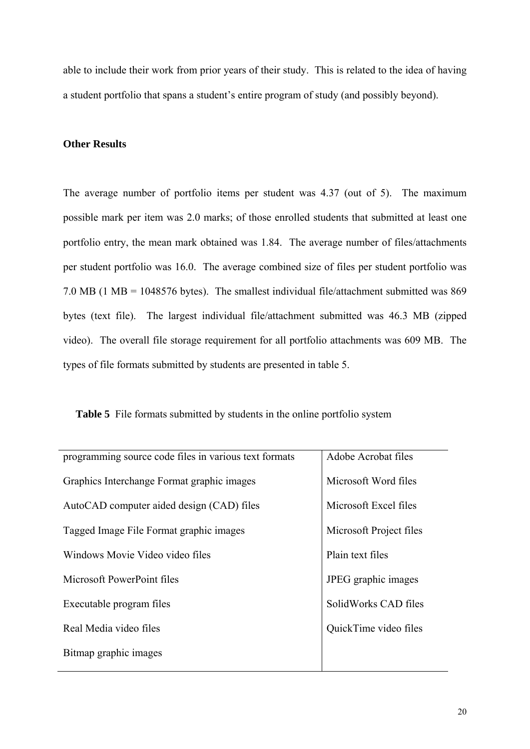able to include their work from prior years of their study. This is related to the idea of having a student portfolio that spans a student's entire program of study (and possibly beyond).

### Other Results

The average number of portfolio items per student was 4.37 (out of 5). The maximum possible mark per item was 2.0 marks; of those enrolled students that submitted at least one portfolio entry, the mean mark obtained was 1.84. The average number of files/attachments per student portfolio was 16.0. The average combined size of files per student portfolio was 7.0 MB (1 MB = 1048576 bytes). The smallest individual file/attachment submitted was 869 bytes (text file). The largest individual file/attachment submitted was 46.3 MB (zipped video). The overall file storage requirement for all portfolio attachments was 609 MB. The types of file formats submitted by students are presented in table 5.

**Table 5** File formats submitted by students in the online portfolio system

| | |
|---|---|
| programming source code files in various text formats | Adobe Acrobat files |
| Graphics Interchange Format graphic images | Microsoft Word files |
| AutoCAD computer aided design (CAD) files | Microsoft Excel files |
| Tagged Image File Format graphic images | Microsoft Project files |
| Windows Movie Video video files | Plain text files |
| Microsoft PowerPoint files | JPEG graphic images |
| Executable program files | SolidWorks CAD files |
| Real Media video files | QuickTime video files |
| Bitmap graphic images | |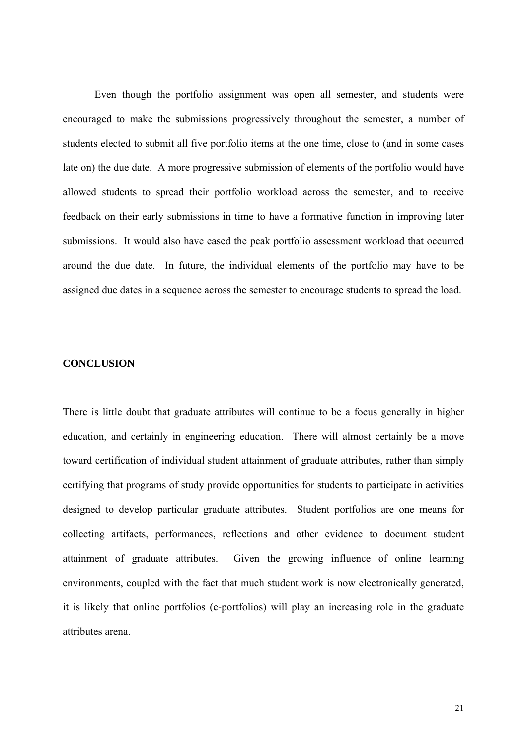Even though the portfolio assignment was open all semester, and students were encouraged to make the submissions progressively throughout the semester, a number of students elected to submit all five portfolio items at the one time, close to (and in some cases late on) the due date. A more progressive submission of elements of the portfolio would have allowed students to spread their portfolio workload across the semester, and to receive feedback on their early submissions in time to have a formative function in improving later submissions. It would also have eased the peak portfolio assessment workload that occurred around the due date. In future, the individual elements of the portfolio may have to be assigned due dates in a sequence across the semester to encourage students to spread the load.

## CONCLUSION

There is little doubt that graduate attributes will continue to be a focus generally in higher education, and certainly in engineering education. There will almost certainly be a move toward certification of individual student attainment of graduate attributes, rather than simply certifying that programs of study provide opportunities for students to participate in activities designed to develop particular graduate attributes. Student portfolios are one means for collecting artifacts, performances, reflections and other evidence to document student attainment of graduate attributes. Given the growing influence of online learning environments, coupled with the fact that much student work is now electronically generated, it is likely that online portfolios (e-portfolios) will play an increasing role in the graduate attributes arena.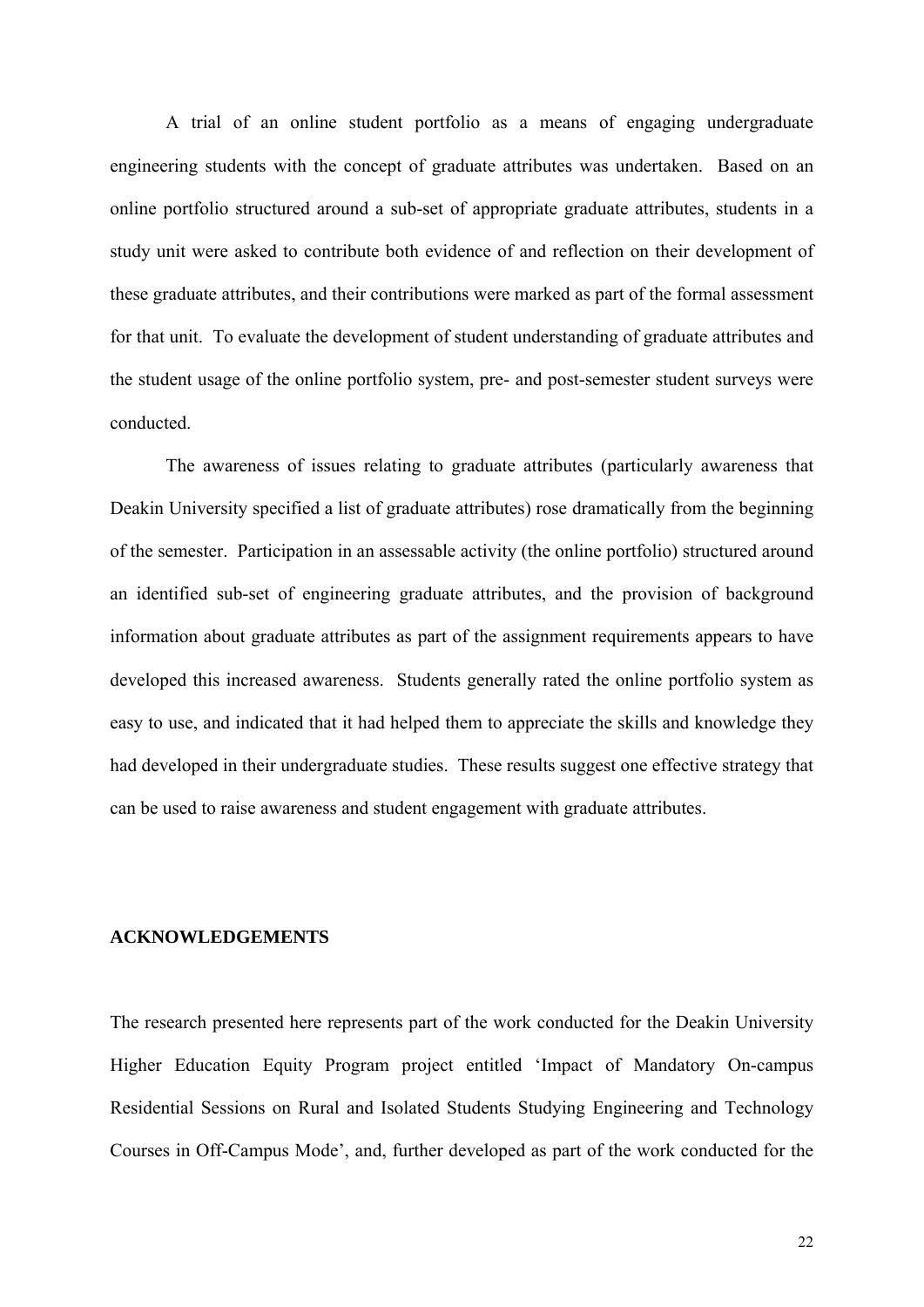A trial of an online student portfolio as a means of engaging undergraduate engineering students with the concept of graduate attributes was undertaken. Based on an online portfolio structured around a sub-set of appropriate graduate attributes, students in a study unit were asked to contribute both evidence of and reflection on their development of these graduate attributes, and their contributions were marked as part of the formal assessment for that unit. To evaluate the development of student understanding of graduate attributes and the student usage of the online portfolio system, pre- and post-semester student surveys were conducted.

The awareness of issues relating to graduate attributes (particularly awareness that Deakin University specified a list of graduate attributes) rose dramatically from the beginning of the semester. Participation in an assessable activity (the online portfolio) structured around an identified sub-set of engineering graduate attributes, and the provision of background information about graduate attributes as part of the assignment requirements appears to have developed this increased awareness. Students generally rated the online portfolio system as easy to use, and indicated that it had helped them to appreciate the skills and knowledge they had developed in their undergraduate studies. These results suggest one effective strategy that can be used to raise awareness and student engagement with graduate attributes.

## ACKNOWLEDGEMENTS

The research presented here represents part of the work conducted for the Deakin University Higher Education Equity Program project entitled 'Impact of Mandatory On-campus Residential Sessions on Rural and Isolated Students Studying Engineering and Technology Courses in Off-Campus Mode', and, further developed as part of the work conducted for the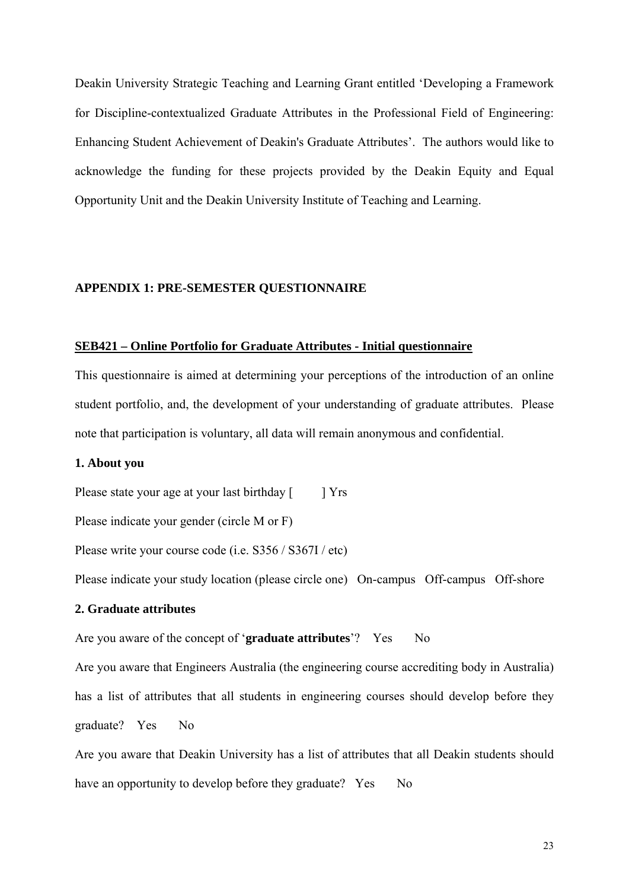Deakin University Strategic Teaching and Learning Grant entitled 'Developing a Framework for Discipline-contextualized Graduate Attributes in the Professional Field of Engineering: Enhancing Student Achievement of Deakin's Graduate Attributes'. The authors would like to acknowledge the funding for these projects provided by the Deakin Equity and Equal Opportunity Unit and the Deakin University Institute of Teaching and Learning.

## APPENDIX 1: PRE-SEMESTER QUESTIONNAIRE

### SEB421 – Online Portfolio for Graduate Attributes - Initial questionnaire

This questionnaire is aimed at determining your perceptions of the introduction of an online student portfolio, and, the development of your understanding of graduate attributes. Please note that participation is voluntary, all data will remain anonymous and confidential.

**1. About you**

Please state your age at your last birthday [ ] Yrs

Please indicate your gender (circle M or F)

Please write your course code (i.e. S356 / S367I / etc)

Please indicate your study location (please circle one) On-campus Off-campus Off-shore

**2. Graduate attributes**

Are you aware of the concept of '**graduate attributes**'? Yes No

Are you aware that Engineers Australia (the engineering course accrediting body in Australia) has a list of attributes that all students in engineering courses should develop before they graduate? Yes No

Are you aware that Deakin University has a list of attributes that all Deakin students should have an opportunity to develop before they graduate? Yes No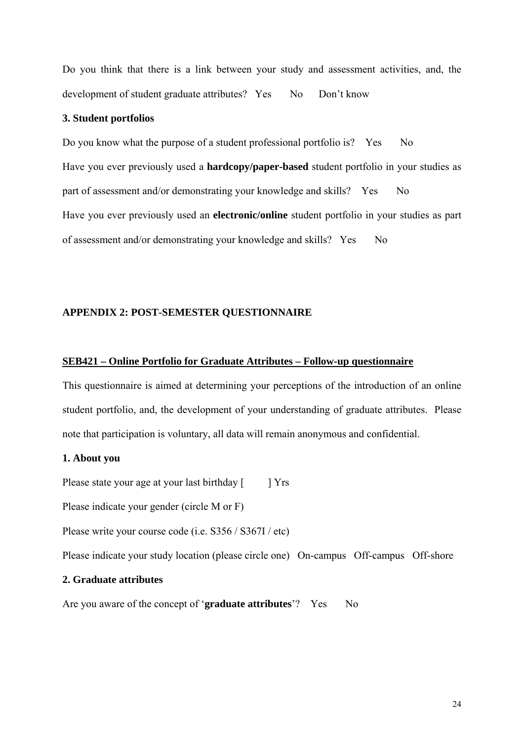Do you think that there is a link between your study and assessment activities, and, the development of student graduate attributes? Yes No Don't know

### 3. Student portfolios

Do you know what the purpose of a student professional portfolio is? Yes No

Have you ever previously used a **hardcopy/paper-based** student portfolio in your studies as part of assessment and/or demonstrating your knowledge and skills? Yes No

Have you ever previously used an **electronic/online** student portfolio in your studies as part of assessment and/or demonstrating your knowledge and skills? Yes No

## APPENDIX 2: POST-SEMESTER QUESTIONNAIRE

### SEB421 – Online Portfolio for Graduate Attributes – Follow-up questionnaire

This questionnaire is aimed at determining your perceptions of the introduction of an online student portfolio, and, the development of your understanding of graduate attributes. Please note that participation is voluntary, all data will remain anonymous and confidential.

### 1. About you

Please state your age at your last birthday [ ] Yrs

Please indicate your gender (circle M or F)

Please write your course code (i.e. S356 / S367I / etc)

Please indicate your study location (please circle one) On-campus Off-campus Off-shore

### 2. Graduate attributes

Are you aware of the concept of '**graduate attributes**'? Yes No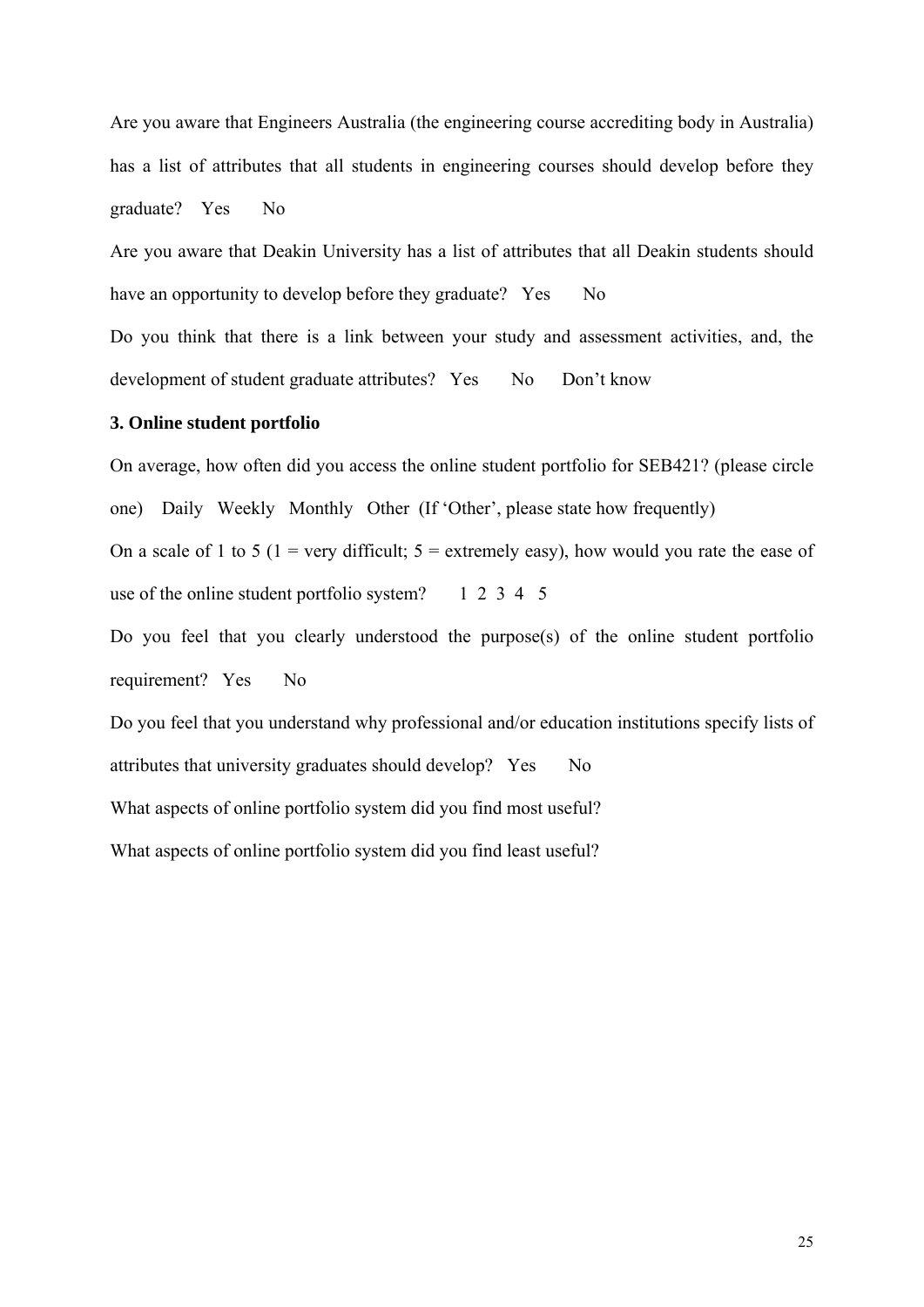Are you aware that Engineers Australia (the engineering course accrediting body in Australia) has a list of attributes that all students in engineering courses should develop before they graduate?  Yes  No

Are you aware that Deakin University has a list of attributes that all Deakin students should have an opportunity to develop before they graduate?  Yes  No

Do you think that there is a link between your study and assessment activities, and, the development of student graduate attributes?  Yes  No  Don't know

**3. Online student portfolio**

On average, how often did you access the online student portfolio for SEB421? (please circle one)  Daily  Weekly  Monthly  Other (If 'Other', please state how frequently)

On a scale of 1 to 5 (1 = very difficult; 5 = extremely easy), how would you rate the ease of use of the online student portfolio system?  1 2 3 4 5

Do you feel that you clearly understood the purpose(s) of the online student portfolio requirement?  Yes  No

Do you feel that you understand why professional and/or education institutions specify lists of attributes that university graduates should develop?  Yes  No

What aspects of online portfolio system did you find most useful?

What aspects of online portfolio system did you find least useful?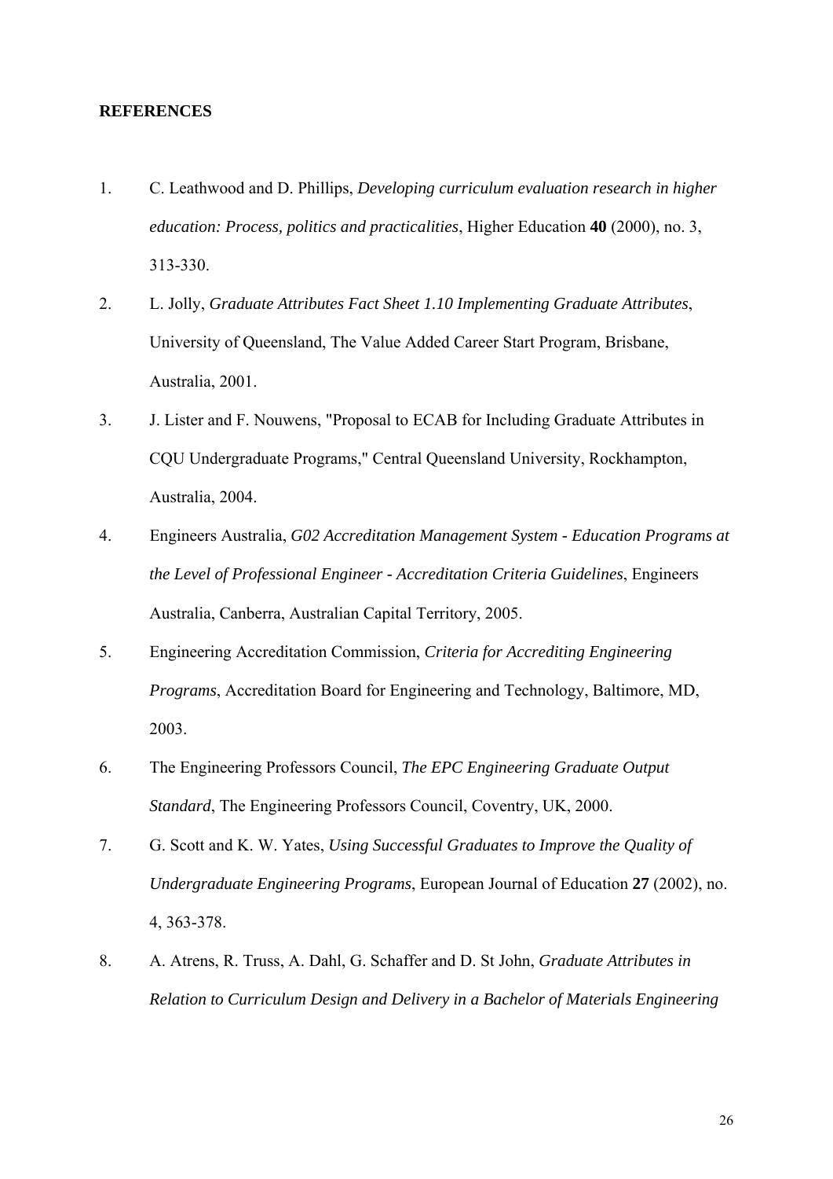**REFERENCES**

1. C. Leathwood and D. Phillips, *Developing curriculum evaluation research in higher education: Process, politics and practicalities*, Higher Education **40** (2000), no. 3, 313-330.

2. L. Jolly, *Graduate Attributes Fact Sheet 1.10 Implementing Graduate Attributes*, University of Queensland, The Value Added Career Start Program, Brisbane, Australia, 2001.

3. J. Lister and F. Nouwens, "Proposal to ECAB for Including Graduate Attributes in CQU Undergraduate Programs," Central Queensland University, Rockhampton, Australia, 2004.

4. Engineers Australia, *G02 Accreditation Management System - Education Programs at the Level of Professional Engineer - Accreditation Criteria Guidelines*, Engineers Australia, Canberra, Australian Capital Territory, 2005.

5. Engineering Accreditation Commission, *Criteria for Accrediting Engineering Programs*, Accreditation Board for Engineering and Technology, Baltimore, MD, 2003.

6. The Engineering Professors Council, *The EPC Engineering Graduate Output Standard*, The Engineering Professors Council, Coventry, UK, 2000.

7. G. Scott and K. W. Yates, *Using Successful Graduates to Improve the Quality of Undergraduate Engineering Programs*, European Journal of Education **27** (2002), no. 4, 363-378.

8. A. Atrens, R. Truss, A. Dahl, G. Schaffer and D. St John, *Graduate Attributes in Relation to Curriculum Design and Delivery in a Bachelor of Materials Engineering*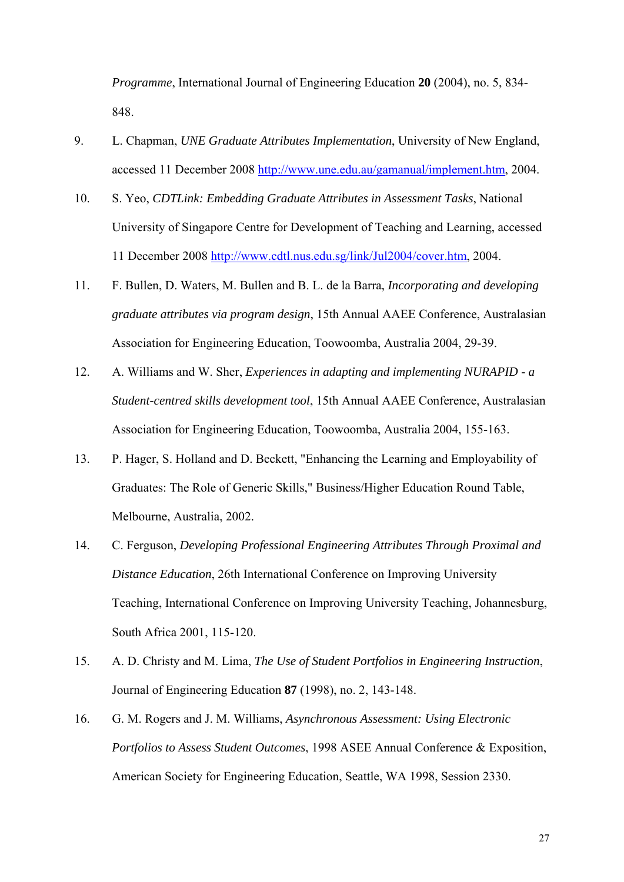*Programme*, International Journal of Engineering Education **20** (2004), no. 5, 834-848.

9. L. Chapman, *UNE Graduate Attributes Implementation*, University of New England, accessed 11 December 2008 http://www.une.edu.au/gamanual/implement.htm, 2004.

10. S. Yeo, *CDTLink: Embedding Graduate Attributes in Assessment Tasks*, National University of Singapore Centre for Development of Teaching and Learning, accessed 11 December 2008 http://www.cdtl.nus.edu.sg/link/Jul2004/cover.htm, 2004.

11. F. Bullen, D. Waters, M. Bullen and B. L. de la Barra, *Incorporating and developing graduate attributes via program design*, 15th Annual AAEE Conference, Australasian Association for Engineering Education, Toowoomba, Australia 2004, 29-39.

12. A. Williams and W. Sher, *Experiences in adapting and implementing NURAPID - a Student-centred skills development tool*, 15th Annual AAEE Conference, Australasian Association for Engineering Education, Toowoomba, Australia 2004, 155-163.

13. P. Hager, S. Holland and D. Beckett, "Enhancing the Learning and Employability of Graduates: The Role of Generic Skills," Business/Higher Education Round Table, Melbourne, Australia, 2002.

14. C. Ferguson, *Developing Professional Engineering Attributes Through Proximal and Distance Education*, 26th International Conference on Improving University Teaching, International Conference on Improving University Teaching, Johannesburg, South Africa 2001, 115-120.

15. A. D. Christy and M. Lima, *The Use of Student Portfolios in Engineering Instruction*, Journal of Engineering Education **87** (1998), no. 2, 143-148.

16. G. M. Rogers and J. M. Williams, *Asynchronous Assessment: Using Electronic Portfolios to Assess Student Outcomes*, 1998 ASEE Annual Conference & Exposition, American Society for Engineering Education, Seattle, WA 1998, Session 2330.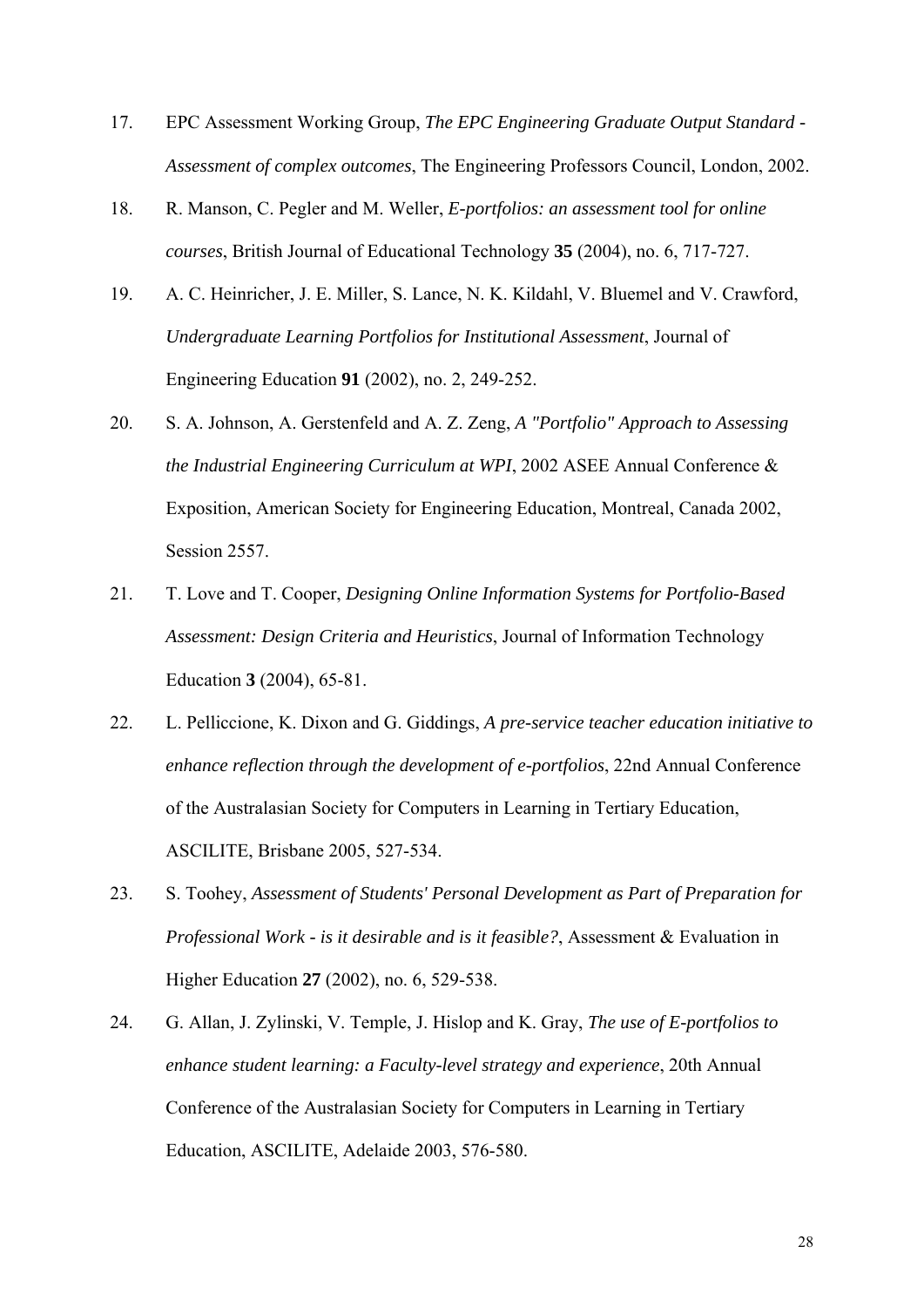17. EPC Assessment Working Group, *The EPC Engineering Graduate Output Standard - Assessment of complex outcomes*, The Engineering Professors Council, London, 2002.

18. R. Manson, C. Pegler and M. Weller, *E-portfolios: an assessment tool for online courses*, British Journal of Educational Technology **35** (2004), no. 6, 717-727.

19. A. C. Heinricher, J. E. Miller, S. Lance, N. K. Kildahl, V. Bluemel and V. Crawford, *Undergraduate Learning Portfolios for Institutional Assessment*, Journal of Engineering Education **91** (2002), no. 2, 249-252.

20. S. A. Johnson, A. Gerstenfeld and A. Z. Zeng, *A "Portfolio" Approach to Assessing the Industrial Engineering Curriculum at WPI*, 2002 ASEE Annual Conference & Exposition, American Society for Engineering Education, Montreal, Canada 2002, Session 2557.

21. T. Love and T. Cooper, *Designing Online Information Systems for Portfolio-Based Assessment: Design Criteria and Heuristics*, Journal of Information Technology Education **3** (2004), 65-81.

22. L. Pelliccione, K. Dixon and G. Giddings, *A pre-service teacher education initiative to enhance reflection through the development of e-portfolios*, 22nd Annual Conference of the Australasian Society for Computers in Learning in Tertiary Education, ASCILITE, Brisbane 2005, 527-534.

23. S. Toohey, *Assessment of Students' Personal Development as Part of Preparation for Professional Work - is it desirable and is it feasible?*, Assessment & Evaluation in Higher Education **27** (2002), no. 6, 529-538.

24. G. Allan, J. Zylinski, V. Temple, J. Hislop and K. Gray, *The use of E-portfolios to enhance student learning: a Faculty-level strategy and experience*, 20th Annual Conference of the Australasian Society for Computers in Learning in Tertiary Education, ASCILITE, Adelaide 2003, 576-580.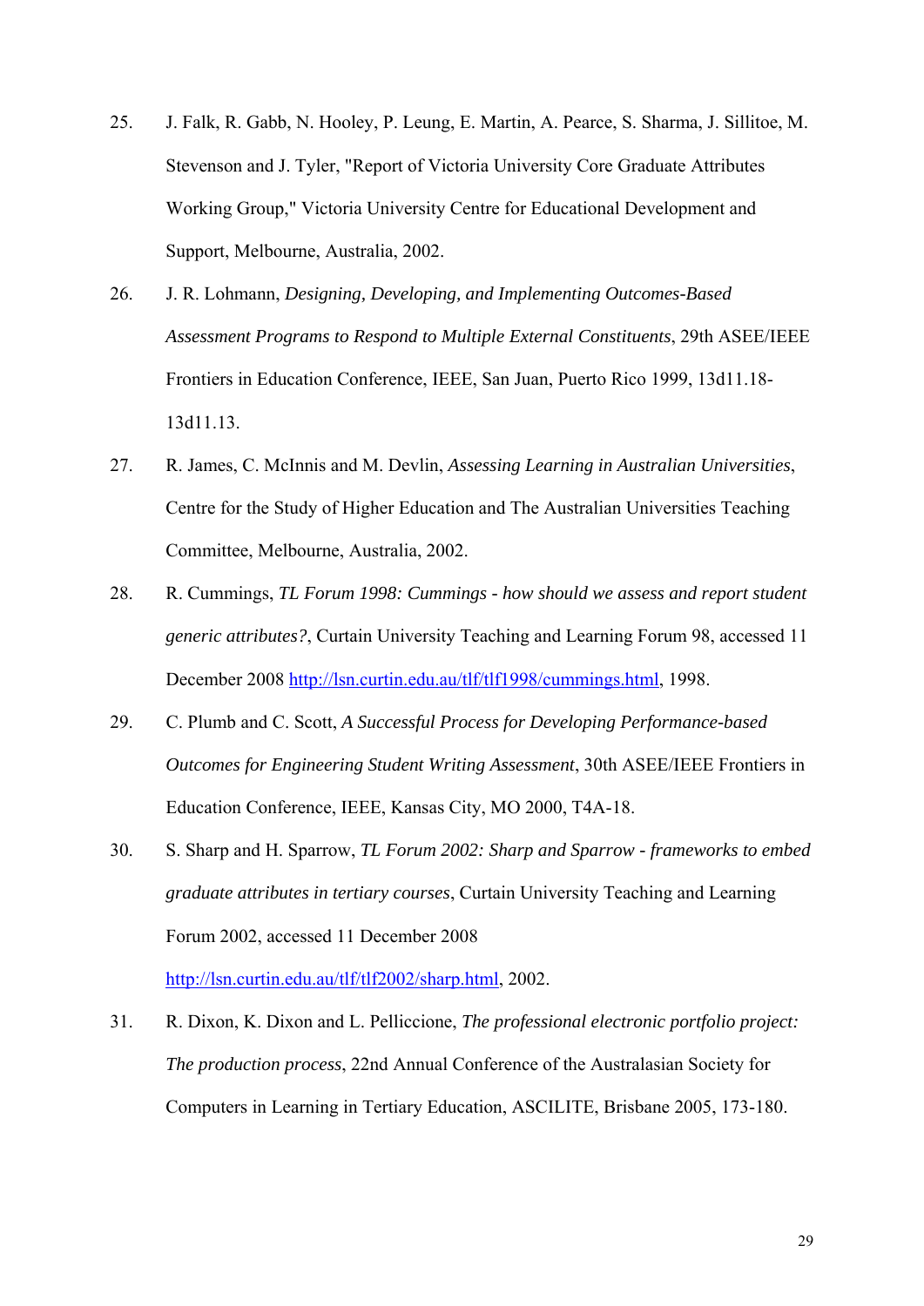25. J. Falk, R. Gabb, N. Hooley, P. Leung, E. Martin, A. Pearce, S. Sharma, J. Sillitoe, M. Stevenson and J. Tyler, "Report of Victoria University Core Graduate Attributes Working Group," Victoria University Centre for Educational Development and Support, Melbourne, Australia, 2002.

26. J. R. Lohmann, *Designing, Developing, and Implementing Outcomes-Based Assessment Programs to Respond to Multiple External Constituents*, 29th ASEE/IEEE Frontiers in Education Conference, IEEE, San Juan, Puerto Rico 1999, 13d11.18-13d11.13.

27. R. James, C. McInnis and M. Devlin, *Assessing Learning in Australian Universities*, Centre for the Study of Higher Education and The Australian Universities Teaching Committee, Melbourne, Australia, 2002.

28. R. Cummings, *TL Forum 1998: Cummings - how should we assess and report student generic attributes?*, Curtain University Teaching and Learning Forum 98, accessed 11 December 2008 http://lsn.curtin.edu.au/tlf/tlf1998/cummings.html, 1998.

29. C. Plumb and C. Scott, *A Successful Process for Developing Performance-based Outcomes for Engineering Student Writing Assessment*, 30th ASEE/IEEE Frontiers in Education Conference, IEEE, Kansas City, MO 2000, T4A-18.

30. S. Sharp and H. Sparrow, *TL Forum 2002: Sharp and Sparrow - frameworks to embed graduate attributes in tertiary courses*, Curtain University Teaching and Learning Forum 2002, accessed 11 December 2008 http://lsn.curtin.edu.au/tlf/tlf2002/sharp.html, 2002.

31. R. Dixon, K. Dixon and L. Pelliccione, *The professional electronic portfolio project: The production process*, 22nd Annual Conference of the Australasian Society for Computers in Learning in Tertiary Education, ASCILITE, Brisbane 2005, 173-180.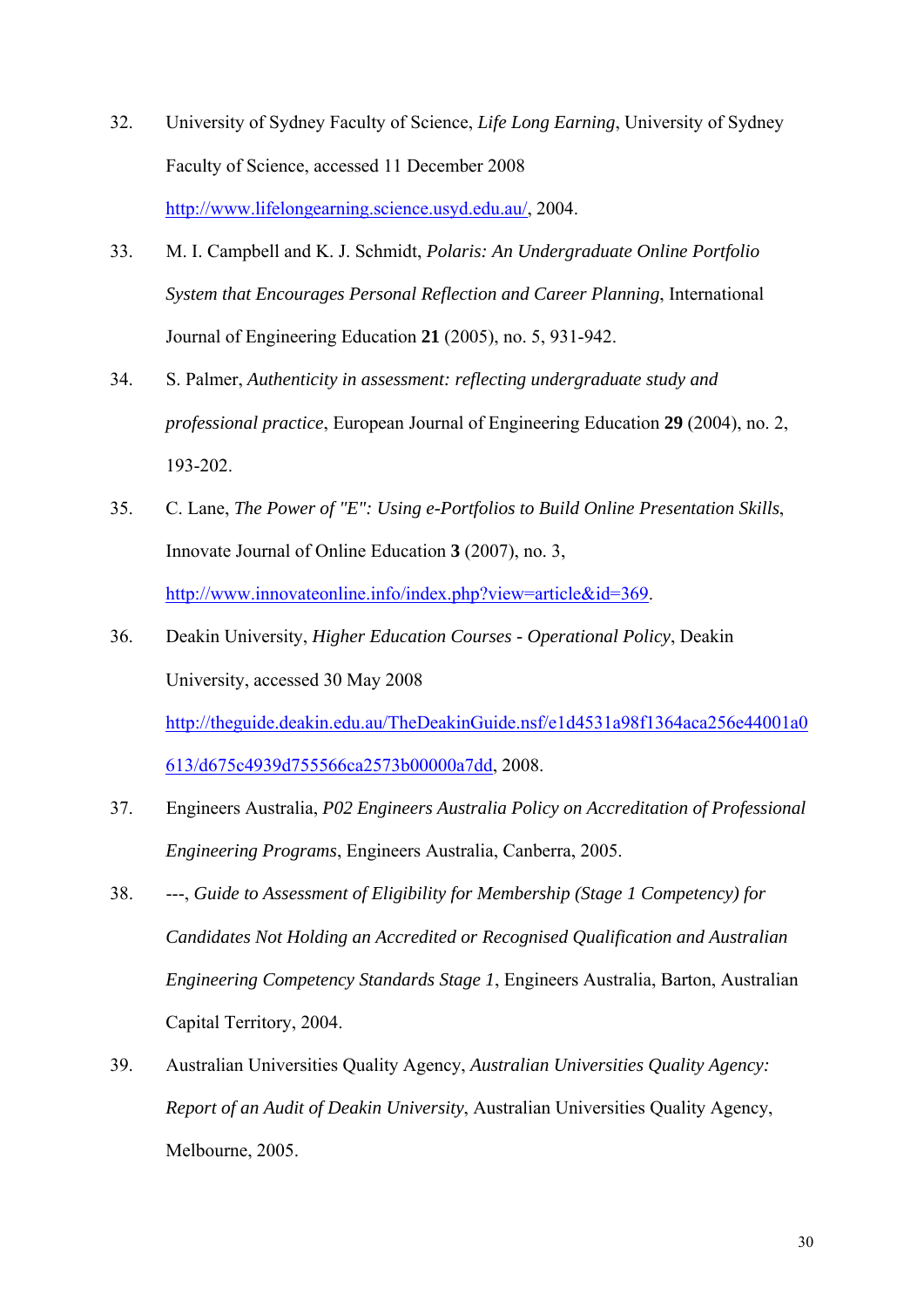32. University of Sydney Faculty of Science, *Life Long Earning*, University of Sydney Faculty of Science, accessed 11 December 2008 http://www.lifelongearning.science.usyd.edu.au/, 2004.

33. M. I. Campbell and K. J. Schmidt, *Polaris: An Undergraduate Online Portfolio System that Encourages Personal Reflection and Career Planning*, International Journal of Engineering Education **21** (2005), no. 5, 931-942.

34. S. Palmer, *Authenticity in assessment: reflecting undergraduate study and professional practice*, European Journal of Engineering Education **29** (2004), no. 2, 193-202.

35. C. Lane, *The Power of "E": Using e-Portfolios to Build Online Presentation Skills*, Innovate Journal of Online Education **3** (2007), no. 3, http://www.innovateonline.info/index.php?view=article&id=369.

36. Deakin University, *Higher Education Courses - Operational Policy*, Deakin University, accessed 30 May 2008 http://theguide.deakin.edu.au/TheDeakinGuide.nsf/e1d4531a98f1364aca256e44001a0613/d675c4939d755566ca2573b00000a7dd, 2008.

37. Engineers Australia, *P02 Engineers Australia Policy on Accreditation of Professional Engineering Programs*, Engineers Australia, Canberra, 2005.

38. ---, *Guide to Assessment of Eligibility for Membership (Stage 1 Competency) for Candidates Not Holding an Accredited or Recognised Qualification and Australian Engineering Competency Standards Stage 1*, Engineers Australia, Barton, Australian Capital Territory, 2004.

39. Australian Universities Quality Agency, *Australian Universities Quality Agency: Report of an Audit of Deakin University*, Australian Universities Quality Agency, Melbourne, 2005.